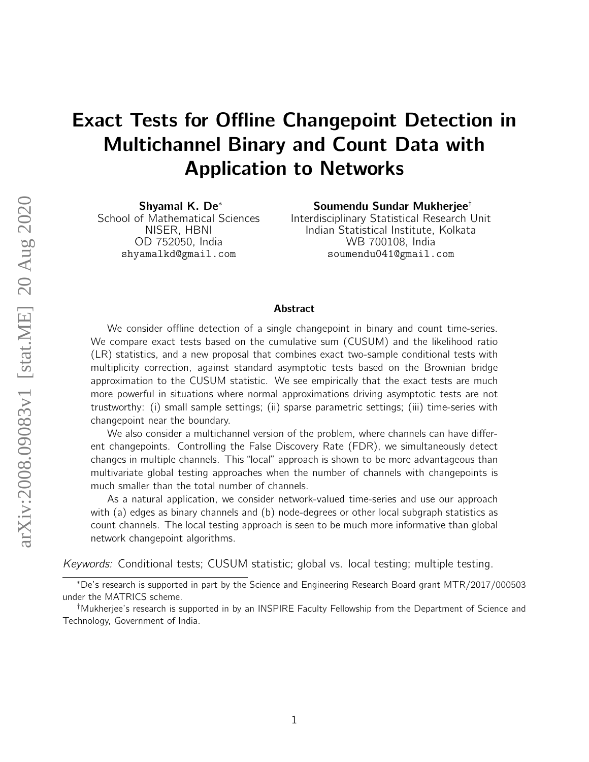# Exact Tests for Offline Changepoint Detection in Multichannel Binary and Count Data with Application to Networks

**Shyamal K. De**[*]
School of Mathematical Sciences
NISER, HBNI
OD 752050, India
shyamalkd@gmail.com

**Soumendu Sundar Mukherjee**[†]
Interdisciplinary Statistical Research Unit
Indian Statistical Institute, Kolkata
WB 700108, India
soumendu041@gmail.com

## Abstract

We consider offline detection of a single changepoint in binary and count time-series. We compare exact tests based on the cumulative sum (CUSUM) and the likelihood ratio (LR) statistics, and a new proposal that combines exact two-sample conditional tests with multiplicity correction, against standard asymptotic tests based on the Brownian bridge approximation to the CUSUM statistic. We see empirically that the exact tests are much more powerful in situations where normal approximations driving asymptotic tests are not trustworthy: (i) small sample settings; (ii) sparse parametric settings; (iii) time-series with changepoint near the boundary.

We also consider a multichannel version of the problem, where channels can have different changepoints. Controlling the False Discovery Rate (FDR), we simultaneously detect changes in multiple channels. This "local" approach is shown to be more advantageous than multivariate global testing approaches when the number of channels with changepoints is much smaller than the total number of channels.

As a natural application, we consider network-valued time-series and use our approach with (a) edges as binary channels and (b) node-degrees or other local subgraph statistics as count channels. The local testing approach is seen to be much more informative than global network changepoint algorithms.

*Keywords:* Conditional tests; CUSUM statistic; global vs. local testing; multiple testing.

[*]De's research is supported in part by the Science and Engineering Research Board grant MTR/2017/000503 under the MATRICS scheme.

[†]Mukherjee's research is supported in by an INSPIRE Faculty Fellowship from the Department of Science and Technology, Government of India.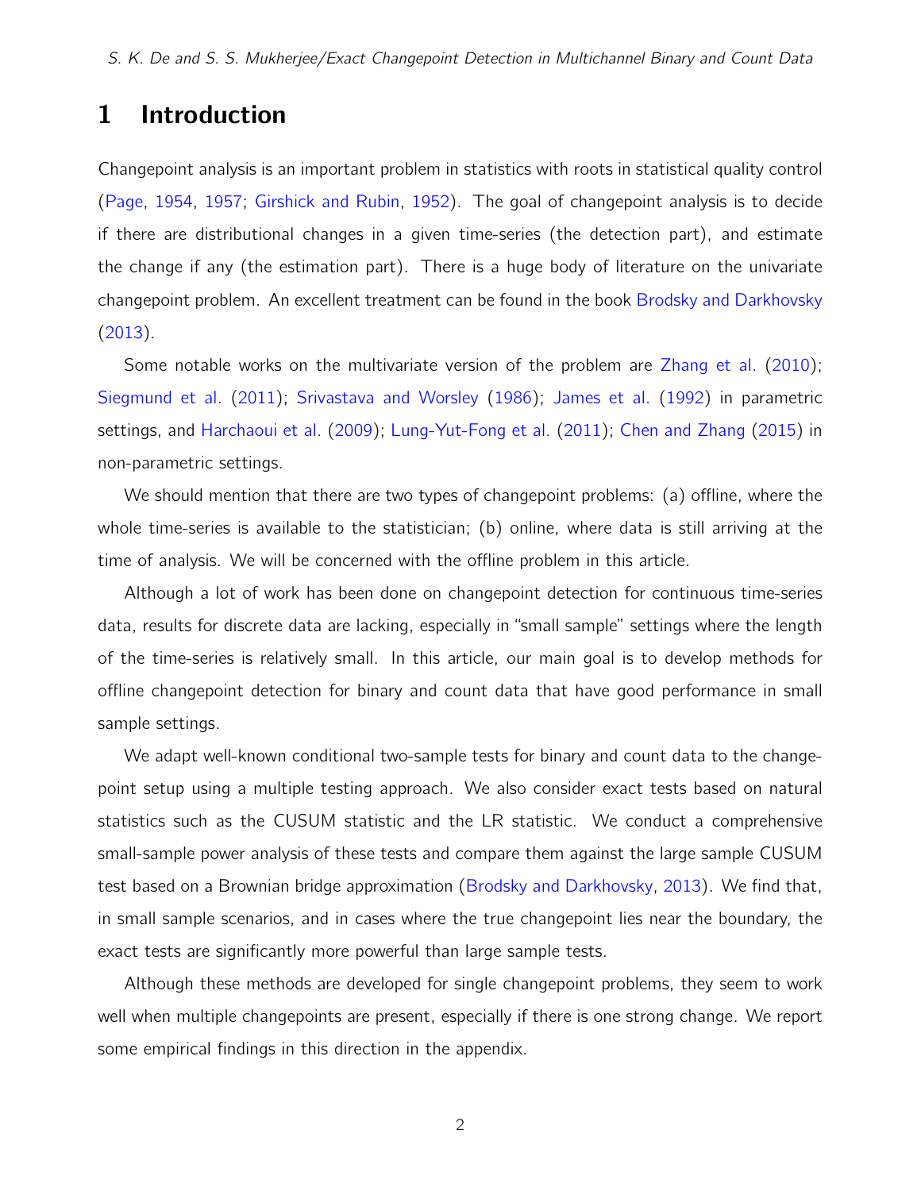# 1 Introduction

Changepoint analysis is an important problem in statistics with roots in statistical quality control (Page, 1954, 1957; Girshick and Rubin, 1952). The goal of changepoint analysis is to decide if there are distributional changes in a given time-series (the detection part), and estimate the change if any (the estimation part). There is a huge body of literature on the univariate changepoint problem. An excellent treatment can be found in the book Brodsky and Darkhovsky (2013).

Some notable works on the multivariate version of the problem are Zhang et al. (2010); Siegmund et al. (2011); Srivastava and Worsley (1986); James et al. (1992) in parametric settings, and Harchaoui et al. (2009); Lung-Yut-Fong et al. (2011); Chen and Zhang (2015) in non-parametric settings.

We should mention that there are two types of changepoint problems: (a) offline, where the whole time-series is available to the statistician; (b) online, where data is still arriving at the time of analysis. We will be concerned with the offline problem in this article.

Although a lot of work has been done on changepoint detection for continuous time-series data, results for discrete data are lacking, especially in "small sample" settings where the length of the time-series is relatively small. In this article, our main goal is to develop methods for offline changepoint detection for binary and count data that have good performance in small sample settings.

We adapt well-known conditional two-sample tests for binary and count data to the changepoint setup using a multiple testing approach. We also consider exact tests based on natural statistics such as the CUSUM statistic and the LR statistic. We conduct a comprehensive small-sample power analysis of these tests and compare them against the large sample CUSUM test based on a Brownian bridge approximation (Brodsky and Darkhovsky, 2013). We find that, in small sample scenarios, and in cases where the true changepoint lies near the boundary, the exact tests are significantly more powerful than large sample tests.

Although these methods are developed for single changepoint problems, they seem to work well when multiple changepoints are present, especially if there is one strong change. We report some empirical findings in this direction in the appendix.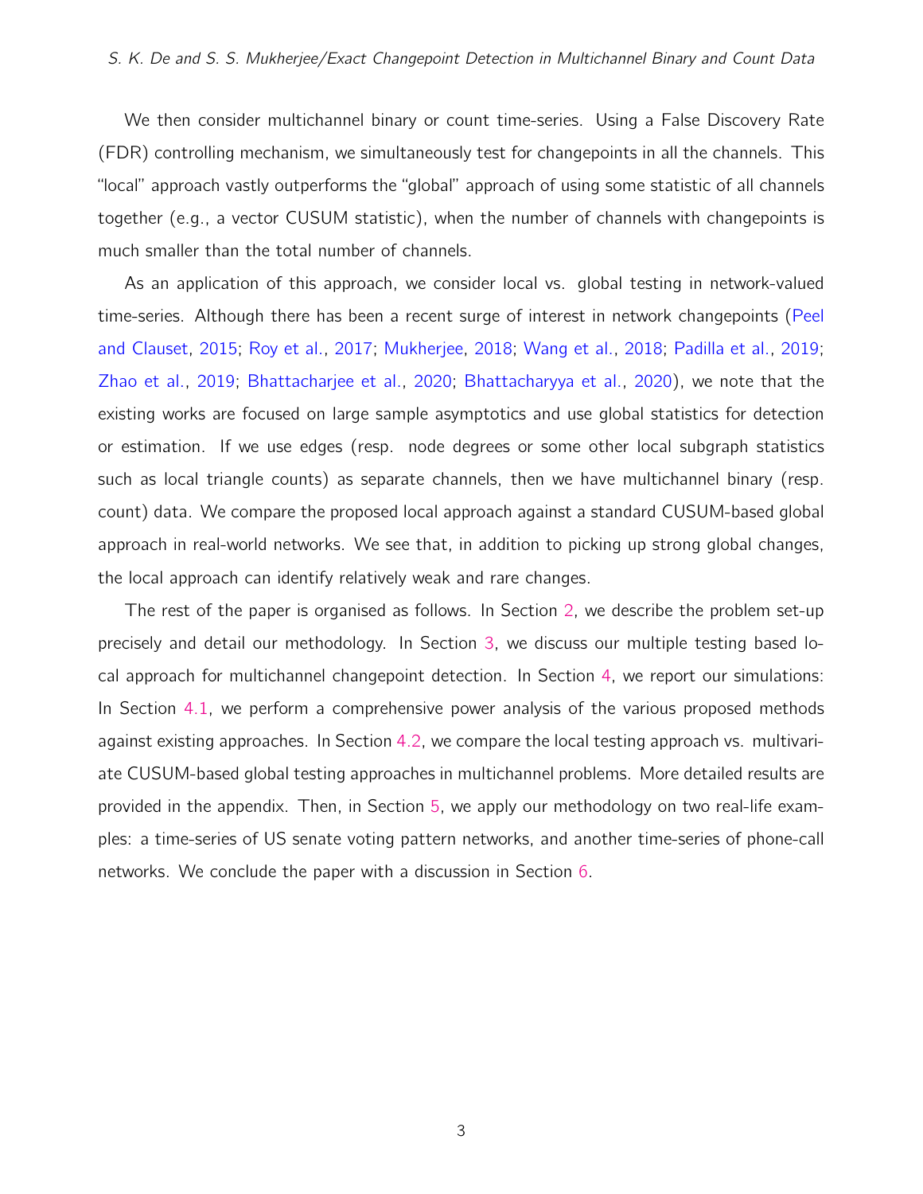We then consider multichannel binary or count time-series. Using a False Discovery Rate (FDR) controlling mechanism, we simultaneously test for changepoints in all the channels. This "local" approach vastly outperforms the "global" approach of using some statistic of all channels together (e.g., a vector CUSUM statistic), when the number of channels with changepoints is much smaller than the total number of channels.

As an application of this approach, we consider local vs. global testing in network-valued time-series. Although there has been a recent surge of interest in network changepoints (Peel and Clauset, 2015; Roy et al., 2017; Mukherjee, 2018; Wang et al., 2018; Padilla et al., 2019; Zhao et al., 2019; Bhattacharjee et al., 2020; Bhattacharyya et al., 2020), we note that the existing works are focused on large sample asymptotics and use global statistics for detection or estimation. If we use edges (resp. node degrees or some other local subgraph statistics such as local triangle counts) as separate channels, then we have multichannel binary (resp. count) data. We compare the proposed local approach against a standard CUSUM-based global approach in real-world networks. We see that, in addition to picking up strong global changes, the local approach can identify relatively weak and rare changes.

The rest of the paper is organised as follows. In Section 2, we describe the problem set-up precisely and detail our methodology. In Section 3, we discuss our multiple testing based local approach for multichannel changepoint detection. In Section 4, we report our simulations: In Section 4.1, we perform a comprehensive power analysis of the various proposed methods against existing approaches. In Section 4.2, we compare the local testing approach vs. multivariate CUSUM-based global testing approaches in multichannel problems. More detailed results are provided in the appendix. Then, in Section 5, we apply our methodology on two real-life examples: a time-series of US senate voting pattern networks, and another time-series of phone-call networks. We conclude the paper with a discussion in Section 6.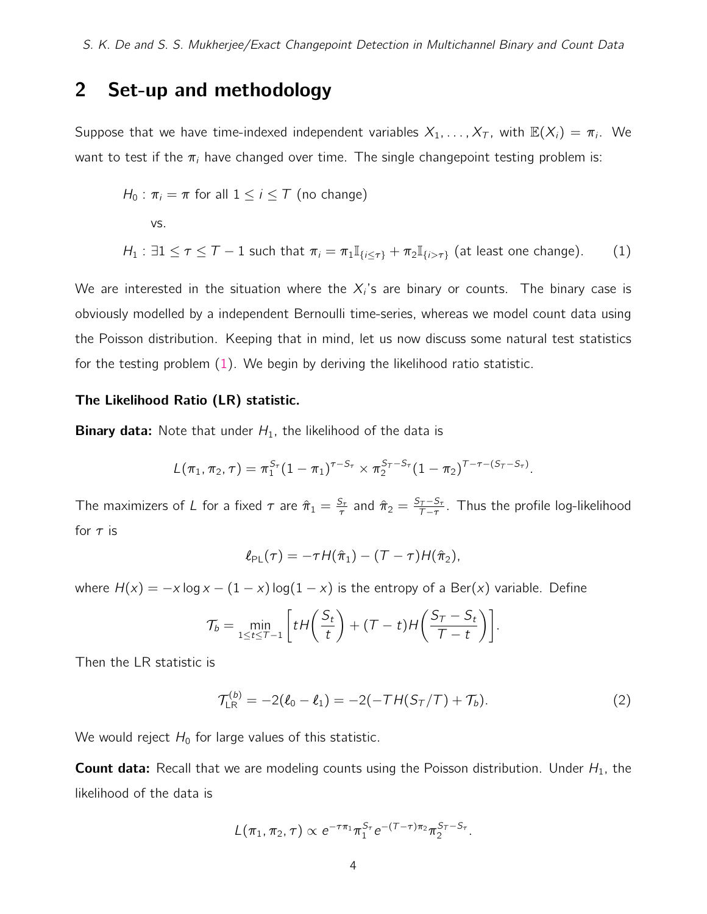## 2 Set-up and methodology

Suppose that we have time-indexed independent variables $X_1, \ldots, X_T$, with $\mathbb{E}(X_i) = \pi_i$. We want to test if the $\pi_i$ have changed over time. The single changepoint testing problem is:

$$
\begin{aligned}
&H_0 : \pi_i = \pi \text{ for all } 1 \le i \le T \text{ (no change)} \\
&\quad \text{vs.} \\
&H_1 : \exists 1 \le \tau \le T-1 \text{ such that } \pi_i = \pi_1 \mathbb{I}_{\{i \le \tau\}} + \pi_2 \mathbb{I}_{\{i > \tau\}} \text{ (at least one change).} \qquad (1)
\end{aligned}
$$

We are interested in the situation where the $X_i$'s are binary or counts. The binary case is obviously modelled by a independent Bernoulli time-series, whereas we model count data using the Poisson distribution. Keeping that in mind, let us now discuss some natural test statistics for the testing problem (1). We begin by deriving the likelihood ratio statistic.

**The Likelihood Ratio (LR) statistic.**

**Binary data:** Note that under $H_1$, the likelihood of the data is

$$
L(\pi_1, \pi_2, \tau) = \pi_1^{S_\tau}(1-\pi_1)^{\tau - S_\tau} \times \pi_2^{S_T - S_\tau}(1-\pi_2)^{T-\tau-(S_T-S_\tau)}.
$$

The maximizers of $L$ for a fixed $\tau$ are $\hat{\pi}_1 = \frac{S_\tau}{\tau}$ and $\hat{\pi}_2 = \frac{S_T - S_\tau}{T-\tau}$. Thus the profile log-likelihood for $\tau$ is

$$
\ell_{\mathrm{PL}}(\tau) = -\tau H(\hat{\pi}_1) - (T-\tau)H(\hat{\pi}_2),
$$

where $H(x) = -x\log x - (1-x)\log(1-x)$ is the entropy of a $\mathrm{Ber}(x)$ variable. Define

$$
\mathcal{T}_b = \min_{1 \le t \le T-1}\left[tH\left(\frac{S_t}{t}\right) + (T-t)H\left(\frac{S_T - S_t}{T-t}\right)\right].
$$

Then the LR statistic is

$$
\mathcal{T}_{\mathrm{LR}}^{(b)} = -2(\ell_0 - \ell_1) = -2(-TH(S_T/T) + \mathcal{T}_b). \qquad (2)
$$

We would reject $H_0$ for large values of this statistic.

**Count data:** Recall that we are modeling counts using the Poisson distribution. Under $H_1$, the likelihood of the data is

$$
L(\pi_1, \pi_2, \tau) \propto e^{-\tau\pi_1}\pi_1^{S_\tau} e^{-(T-\tau)\pi_2}\pi_2^{S_T - S_\tau}.
$$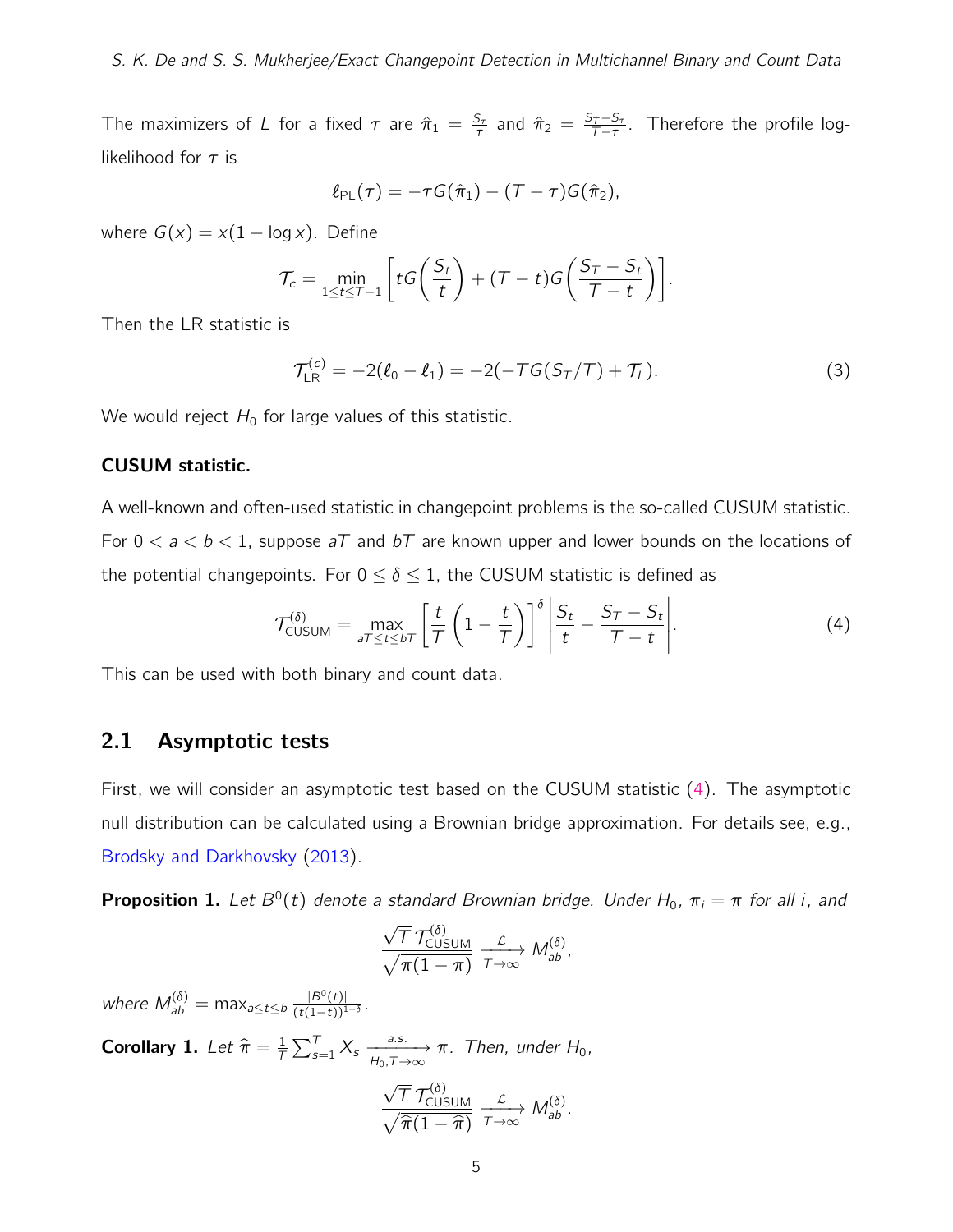The maximizers of $L$ for a fixed $\tau$ are $\hat{\pi}_1 = \frac{S_\tau}{\tau}$ and $\hat{\pi}_2 = \frac{S_T - S_\tau}{T-\tau}$. Therefore the profile log-likelihood for $\tau$ is

$$\ell_{\mathrm{PL}}(\tau) = -\tau G(\hat{\pi}_1) - (T-\tau)G(\hat{\pi}_2),$$

where $G(x) = x(1 - \log x)$. Define

$$\mathcal{T}_c = \min_{1 \le t \le T-1} \left[ tG\left(\frac{S_t}{t}\right) + (T-t)G\left(\frac{S_T - S_t}{T-t}\right)\right].$$

Then the LR statistic is

$$\mathcal{T}_{\mathrm{LR}}^{(c)} = -2(\ell_0 - \ell_1) = -2(-TG(S_T/T) + \mathcal{T}_L). \tag{3}$$

We would reject $H_0$ for large values of this statistic.

**CUSUM statistic.**

A well-known and often-used statistic in changepoint problems is the so-called CUSUM statistic. For $0 < a < b < 1$, suppose $aT$ and $bT$ are known upper and lower bounds on the locations of the potential changepoints. For $0 \le \delta \le 1$, the CUSUM statistic is defined as

$$\mathcal{T}_{\mathrm{CUSUM}}^{(\delta)} = \max_{aT \le t \le bT} \left[\frac{t}{T}\left(1 - \frac{t}{T}\right)\right]^\delta \left|\frac{S_t}{t} - \frac{S_T - S_t}{T-t}\right|. \tag{4}$$

This can be used with both binary and count data.

## 2.1 Asymptotic tests

First, we will consider an asymptotic test based on the CUSUM statistic (4). The asymptotic null distribution can be calculated using a Brownian bridge approximation. For details see, e.g., Brodsky and Darkhovsky (2013).

**Proposition 1.** *Let $B^0(t)$ denote a standard Brownian bridge. Under $H_0$, $\pi_i = \pi$ for all $i$, and*

$$\frac{\sqrt{T}\,\mathcal{T}_{\mathrm{CUSUM}}^{(\delta)}}{\sqrt{\pi(1-\pi)}} \xrightarrow[T\to\infty]{\mathcal{L}} M_{ab}^{(\delta)},$$

*where $M_{ab}^{(\delta)} = \max_{a \le t \le b} \frac{|B^0(t)|}{(t(1-t))^{1-\delta}}$.*

**Corollary 1.** *Let $\widehat{\pi} = \frac{1}{T}\sum_{s=1}^T X_s \xrightarrow[H_0, T\to\infty]{a.s.} \pi$. Then, under $H_0$,*

$$\frac{\sqrt{T}\,\mathcal{T}_{\mathrm{CUSUM}}^{(\delta)}}{\sqrt{\widehat{\pi}(1-\widehat{\pi})}} \xrightarrow[T\to\infty]{\mathcal{L}} M_{ab}^{(\delta)}.$$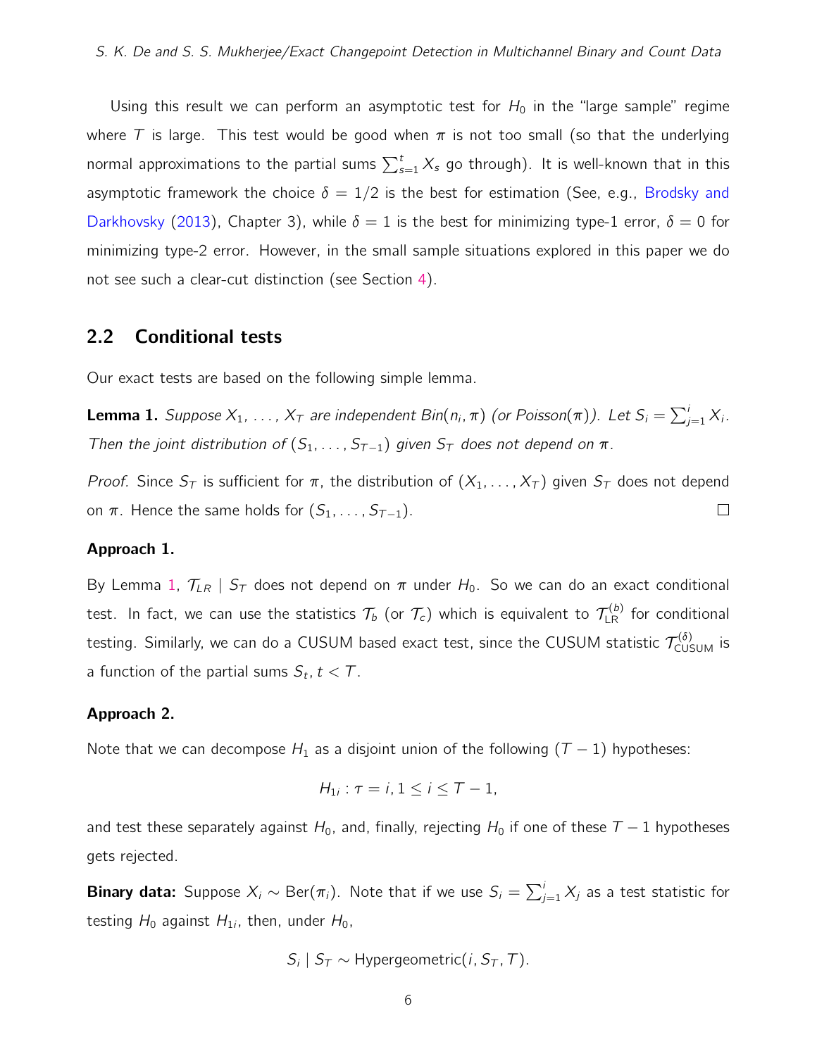Using this result we can perform an asymptotic test for $H_0$ in the "large sample" regime where $T$ is large. This test would be good when $\pi$ is not too small (so that the underlying normal approximations to the partial sums $\sum_{s=1}^{t} X_s$ go through). It is well-known that in this asymptotic framework the choice $\delta = 1/2$ is the best for estimation (See, e.g., Brodsky and Darkhovsky (2013), Chapter 3), while $\delta = 1$ is the best for minimizing type-1 error, $\delta = 0$ for minimizing type-2 error. However, in the small sample situations explored in this paper we do not see such a clear-cut distinction (see Section 4).

## 2.2 Conditional tests

Our exact tests are based on the following simple lemma.

**Lemma 1.** *Suppose $X_1, \ldots, X_T$ are independent $Bin(n_i, \pi)$ (or Poisson$(\pi)$). Let $S_i = \sum_{j=1}^{i} X_i$. Then the joint distribution of $(S_1, \ldots, S_{T-1})$ given $S_T$ does not depend on $\pi$.*

*Proof.* Since $S_T$ is sufficient for $\pi$, the distribution of $(X_1, \ldots, X_T)$ given $S_T$ does not depend on $\pi$. Hence the same holds for $(S_1, \ldots, S_{T-1})$. □

**Approach 1.**

By Lemma 1, $\mathcal{T}_{LR} \mid S_T$ does not depend on $\pi$ under $H_0$. So we can do an exact conditional test. In fact, we can use the statistics $\mathcal{T}_b$ (or $\mathcal{T}_c$) which is equivalent to $\mathcal{T}_{\text{LR}}^{(b)}$ for conditional testing. Similarly, we can do a CUSUM based exact test, since the CUSUM statistic $\mathcal{T}_{\text{CUSUM}}^{(\delta)}$ is a function of the partial sums $S_t, t < T$.

**Approach 2.**

Note that we can decompose $H_1$ as a disjoint union of the following $(T-1)$ hypotheses:

$$H_{1i} : \tau = i, 1 \leq i \leq T-1,$$

and test these separately against $H_0$, and, finally, rejecting $H_0$ if one of these $T-1$ hypotheses gets rejected.

**Binary data:** Suppose $X_i \sim \text{Ber}(\pi_i)$. Note that if we use $S_i = \sum_{j=1}^{i} X_j$ as a test statistic for testing $H_0$ against $H_{1i}$, then, under $H_0$,

$$S_i \mid S_T \sim \text{Hypergeometric}(i, S_T, T).$$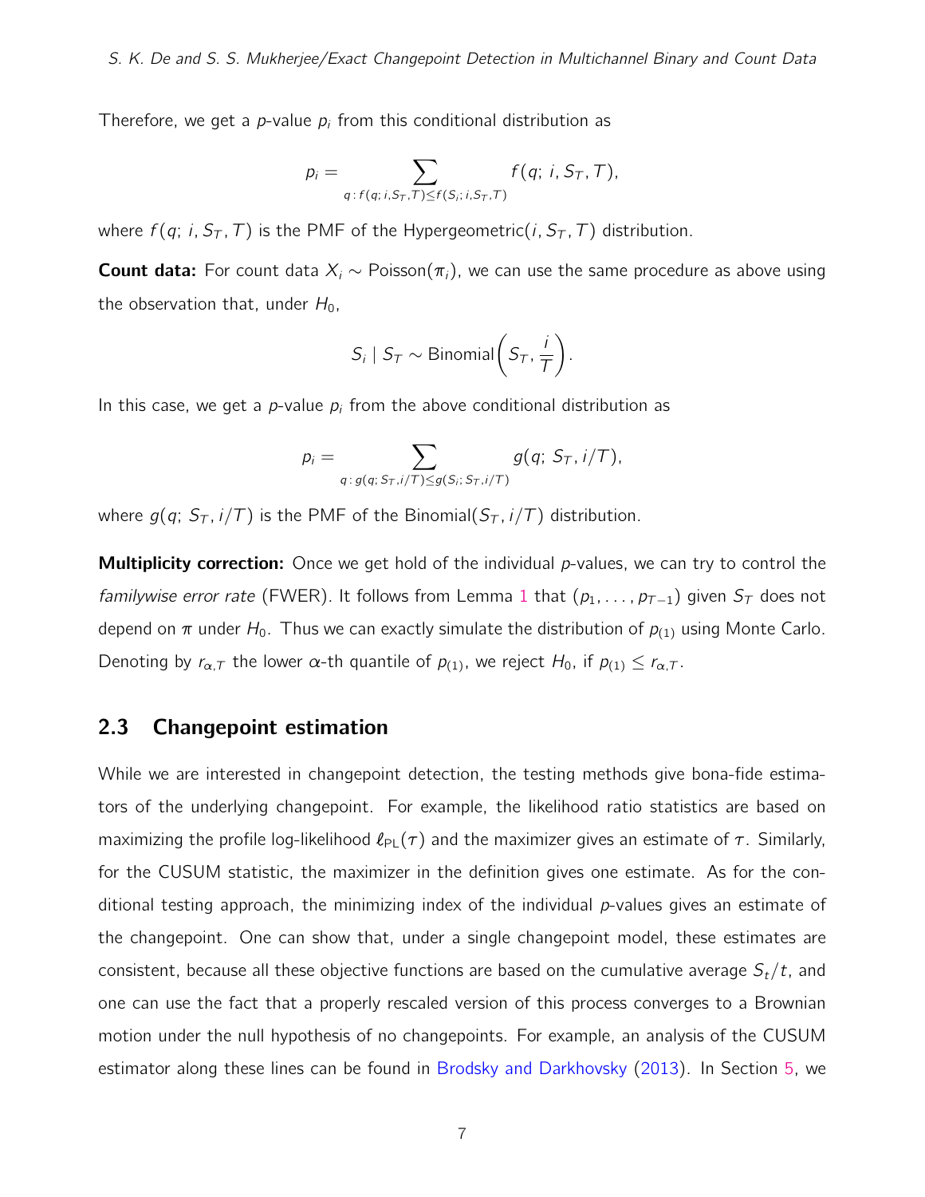Therefore, we get a $p$-value $p_i$ from this conditional distribution as

$$p_i = \sum_{q\,:\, f(q;\, i, S_T, T) \le f(S_i;\, i, S_T, T)} f(q;\, i, S_T, T),$$

where $f(q;\, i, S_T, T)$ is the PMF of the Hypergeometric$(i, S_T, T)$ distribution.

**Count data:** For count data $X_i \sim \text{Poisson}(\pi_i)$, we can use the same procedure as above using the observation that, under $H_0$,

$$S_i \mid S_T \sim \text{Binomial}\bigg(S_T, \frac{i}{T}\bigg).$$

In this case, we get a $p$-value $p_i$ from the above conditional distribution as

$$p_i = \sum_{q\,:\, g(q;\, S_T, i/T) \le g(S_i;\, S_T, i/T)} g(q;\, S_T, i/T),$$

where $g(q;\, S_T, i/T)$ is the PMF of the Binomial$(S_T, i/T)$ distribution.

**Multiplicity correction:** Once we get hold of the individual $p$-values, we can try to control the *familywise error rate* (FWER). It follows from Lemma 1 that $(p_1, \ldots, p_{T-1})$ given $S_T$ does not depend on $\pi$ under $H_0$. Thus we can exactly simulate the distribution of $p_{(1)}$ using Monte Carlo. Denoting by $r_{\alpha,T}$ the lower $\alpha$-th quantile of $p_{(1)}$, we reject $H_0$, if $p_{(1)} \le r_{\alpha,T}$.

## 2.3 Changepoint estimation

While we are interested in changepoint detection, the testing methods give bona-fide estimators of the underlying changepoint. For example, the likelihood ratio statistics are based on maximizing the profile log-likelihood $\ell_{\text{PL}}(\tau)$ and the maximizer gives an estimate of $\tau$. Similarly, for the CUSUM statistic, the maximizer in the definition gives one estimate. As for the conditional testing approach, the minimizing index of the individual $p$-values gives an estimate of the changepoint. One can show that, under a single changepoint model, these estimates are consistent, because all these objective functions are based on the cumulative average $S_t/t$, and one can use the fact that a properly rescaled version of this process converges to a Brownian motion under the null hypothesis of no changepoints. For example, an analysis of the CUSUM estimator along these lines can be found in Brodsky and Darkhovsky (2013). In Section 5, we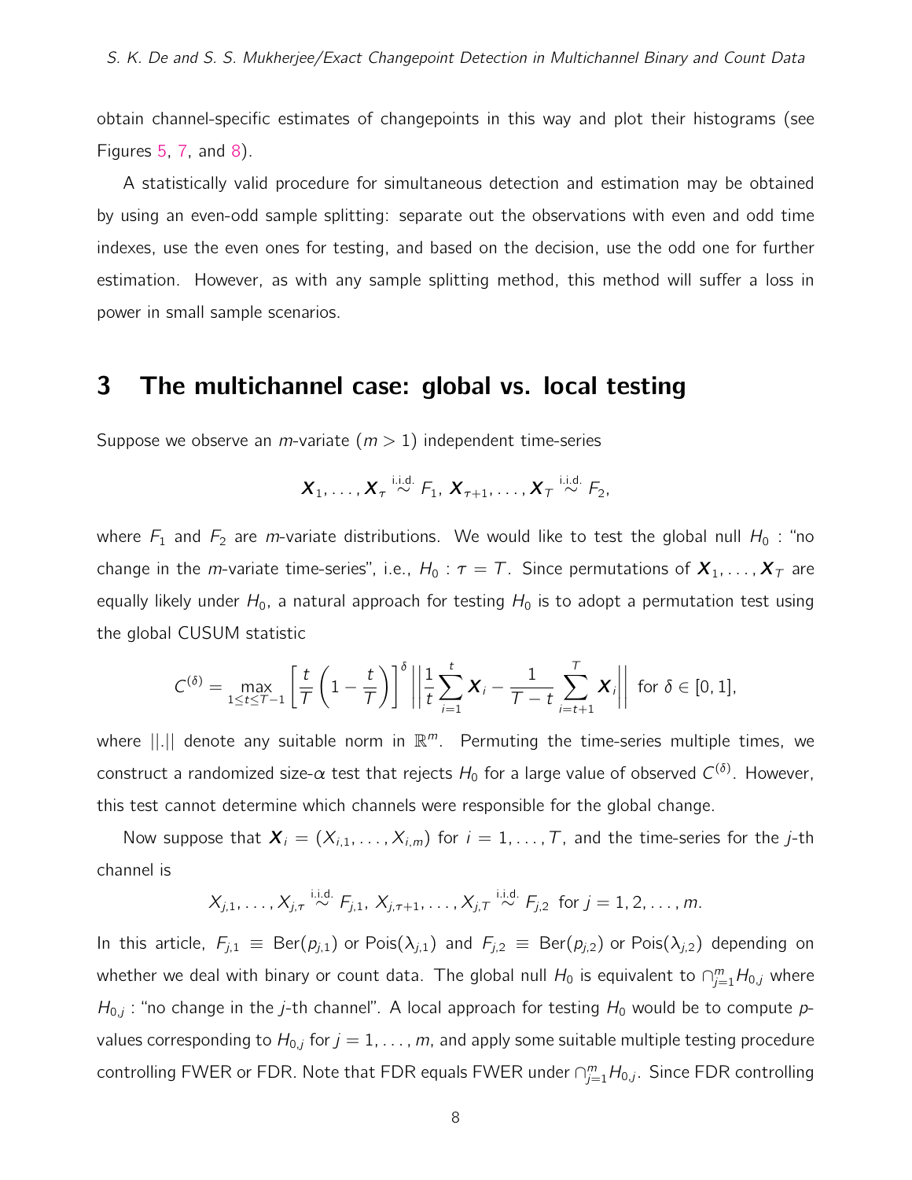obtain channel-specific estimates of changepoints in this way and plot their histograms (see Figures 5, 7, and 8).

A statistically valid procedure for simultaneous detection and estimation may be obtained by using an even-odd sample splitting: separate out the observations with even and odd time indexes, use the even ones for testing, and based on the decision, use the odd one for further estimation. However, as with any sample splitting method, this method will suffer a loss in power in small sample scenarios.

## 3 The multichannel case: global vs. local testing

Suppose we observe an $m$-variate ($m > 1$) independent time-series

$$\boldsymbol{X}_1, \ldots, \boldsymbol{X}_\tau \overset{\text{i.i.d.}}{\sim} F_1,\ \boldsymbol{X}_{\tau+1}, \ldots, \boldsymbol{X}_T \overset{\text{i.i.d.}}{\sim} F_2,$$

where $F_1$ and $F_2$ are $m$-variate distributions. We would like to test the global null $H_0$ : "no change in the $m$-variate time-series", i.e., $H_0 : \tau = T$. Since permutations of $\boldsymbol{X}_1, \ldots, \boldsymbol{X}_T$ are equally likely under $H_0$, a natural approach for testing $H_0$ is to adopt a permutation test using the global CUSUM statistic

$$C^{(\delta)} = \max_{1 \le t \le T-1} \left[ \frac{t}{T} \left( 1 - \frac{t}{T} \right) \right]^\delta \left| \left| \frac{1}{t} \sum_{i=1}^{t} \boldsymbol{X}_i - \frac{1}{T-t} \sum_{i=t+1}^{T} \boldsymbol{X}_i \right| \right| \text{ for } \delta \in [0, 1],$$

where $||.||$ denote any suitable norm in $\mathbb{R}^m$. Permuting the time-series multiple times, we construct a randomized size-$\alpha$ test that rejects $H_0$ for a large value of observed $C^{(\delta)}$. However, this test cannot determine which channels were responsible for the global change.

Now suppose that $\boldsymbol{X}_i = (X_{i,1}, \ldots, X_{i,m})$ for $i = 1, \ldots, T$, and the time-series for the $j$-th channel is

$$X_{j,1}, \ldots, X_{j,\tau} \overset{\text{i.i.d.}}{\sim} F_{j,1},\ X_{j,\tau+1}, \ldots, X_{j,T} \overset{\text{i.i.d.}}{\sim} F_{j,2} \text{ for } j = 1, 2, \ldots, m.$$

In this article, $F_{j,1} \equiv \text{Ber}(p_{j,1})$ or $\text{Pois}(\lambda_{j,1})$ and $F_{j,2} \equiv \text{Ber}(p_{j,2})$ or $\text{Pois}(\lambda_{j,2})$ depending on whether we deal with binary or count data. The global null $H_0$ is equivalent to $\cap_{j=1}^m H_{0,j}$ where $H_{0,j}$ : "no change in the $j$-th channel". A local approach for testing $H_0$ would be to compute $p$-values corresponding to $H_{0,j}$ for $j = 1, \ldots, m$, and apply some suitable multiple testing procedure controlling FWER or FDR. Note that FDR equals FWER under $\cap_{j=1}^m H_{0,j}$. Since FDR controlling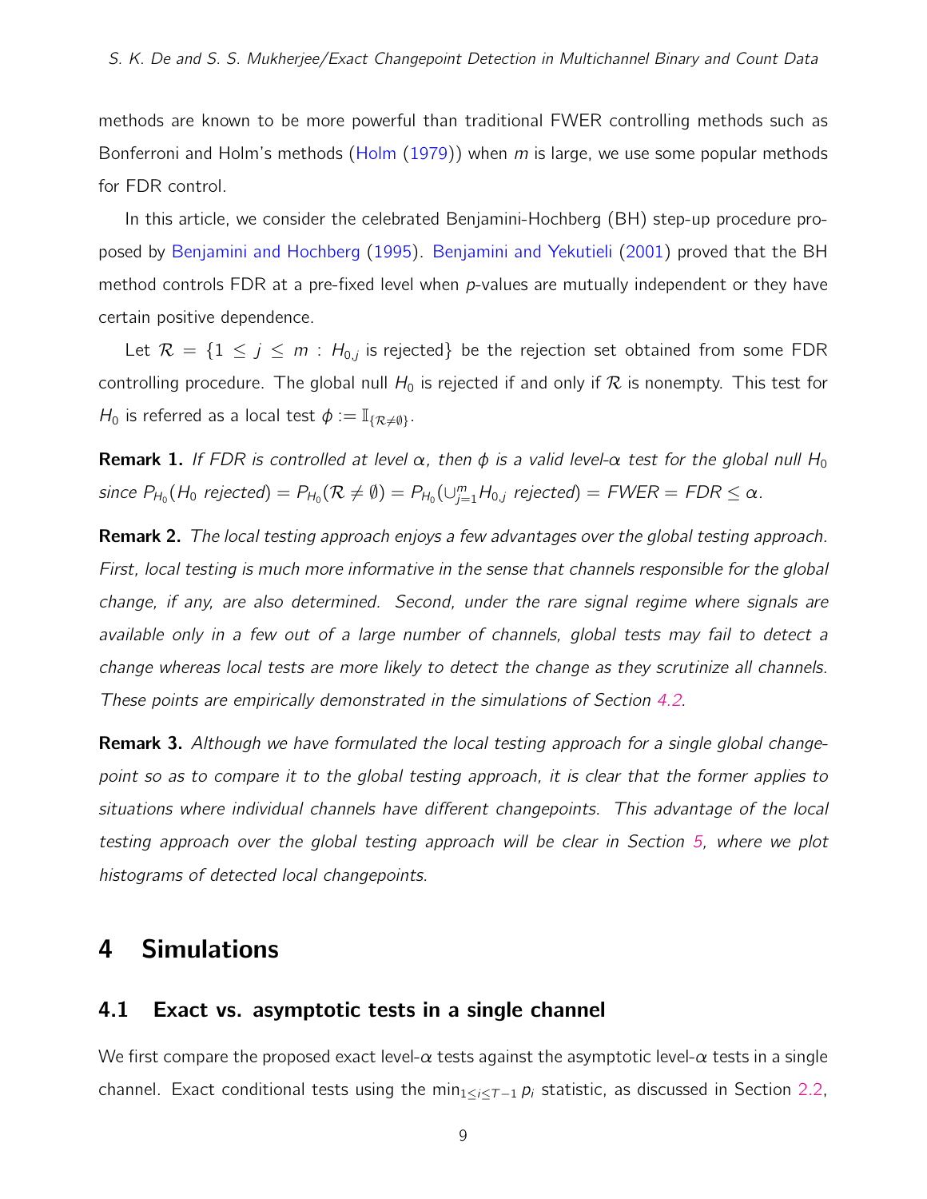methods are known to be more powerful than traditional FWER controlling methods such as Bonferroni and Holm's methods (Holm (1979)) when $m$ is large, we use some popular methods for FDR control.

In this article, we consider the celebrated Benjamini-Hochberg (BH) step-up procedure proposed by Benjamini and Hochberg (1995). Benjamini and Yekutieli (2001) proved that the BH method controls FDR at a pre-fixed level when $p$-values are mutually independent or they have certain positive dependence.

Let $\mathcal{R} = \{1 \leq j \leq m : H_{0,j} \text{ is rejected}\}$ be the rejection set obtained from some FDR controlling procedure. The global null $H_0$ is rejected if and only if $\mathcal{R}$ is nonempty. This test for $H_0$ is referred as a local test $\phi := \mathbb{I}_{\{\mathcal{R} \neq \emptyset\}}$.

**Remark 1.** *If FDR is controlled at level $\alpha$, then $\phi$ is a valid level-$\alpha$ test for the global null $H_0$ since $P_{H_0}(H_0 \text{ rejected}) = P_{H_0}(\mathcal{R} \neq \emptyset) = P_{H_0}(\cup_{j=1}^{m} H_{0,j} \text{ rejected}) = FWER = FDR \leq \alpha$.*

**Remark 2.** *The local testing approach enjoys a few advantages over the global testing approach. First, local testing is much more informative in the sense that channels responsible for the global change, if any, are also determined. Second, under the rare signal regime where signals are available only in a few out of a large number of channels, global tests may fail to detect a change whereas local tests are more likely to detect the change as they scrutinize all channels. These points are empirically demonstrated in the simulations of Section 4.2.*

**Remark 3.** *Although we have formulated the local testing approach for a single global changepoint so as to compare it to the global testing approach, it is clear that the former applies to situations where individual channels have different changepoints. This advantage of the local testing approach over the global testing approach will be clear in Section 5, where we plot histograms of detected local changepoints.*

# 4 Simulations

## 4.1 Exact vs. asymptotic tests in a single channel

We first compare the proposed exact level-$\alpha$ tests against the asymptotic level-$\alpha$ tests in a single channel. Exact conditional tests using the $\min_{1 \leq i \leq T-1} p_i$ statistic, as discussed in Section 2.2,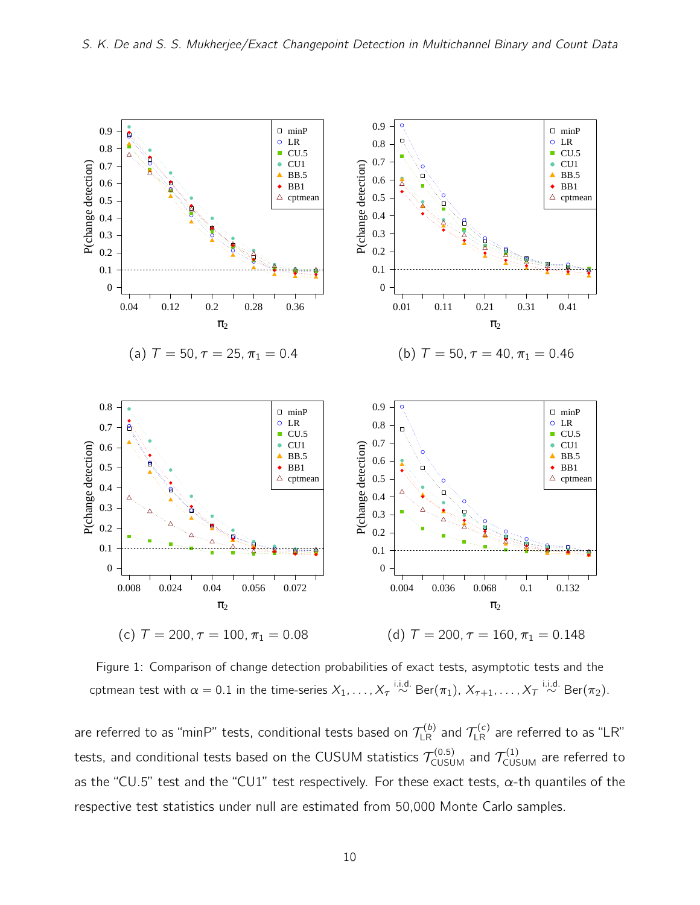(a) $T = 50, \tau = 25, \pi_1 = 0.4$

(b) $T = 50, \tau = 40, \pi_1 = 0.46$

(c) $T = 200, \tau = 100, \pi_1 = 0.08$

(d) $T = 200, \tau = 160, \pi_1 = 0.148$

Figure 1: Comparison of change detection probabilities of exact tests, asymptotic tests and the cptmean test with $\alpha = 0.1$ in the time-series $X_1, \ldots, X_\tau \overset{\text{i.i.d.}}{\sim} \text{Ber}(\pi_1)$, $X_{\tau+1}, \ldots, X_T \overset{\text{i.i.d.}}{\sim} \text{Ber}(\pi_2)$.

are referred to as "minP" tests, conditional tests based on $\mathcal{T}_{\text{LR}}^{(b)}$ and $\mathcal{T}_{\text{LR}}^{(c)}$ are referred to as "LR" tests, and conditional tests based on the CUSUM statistics $\mathcal{T}_{\text{CUSUM}}^{(0.5)}$ and $\mathcal{T}_{\text{CUSUM}}^{(1)}$ are referred to as the "CU.5" test and the "CU1" test respectively. For these exact tests, $\alpha$-th quantiles of the respective test statistics under null are estimated from 50,000 Monte Carlo samples.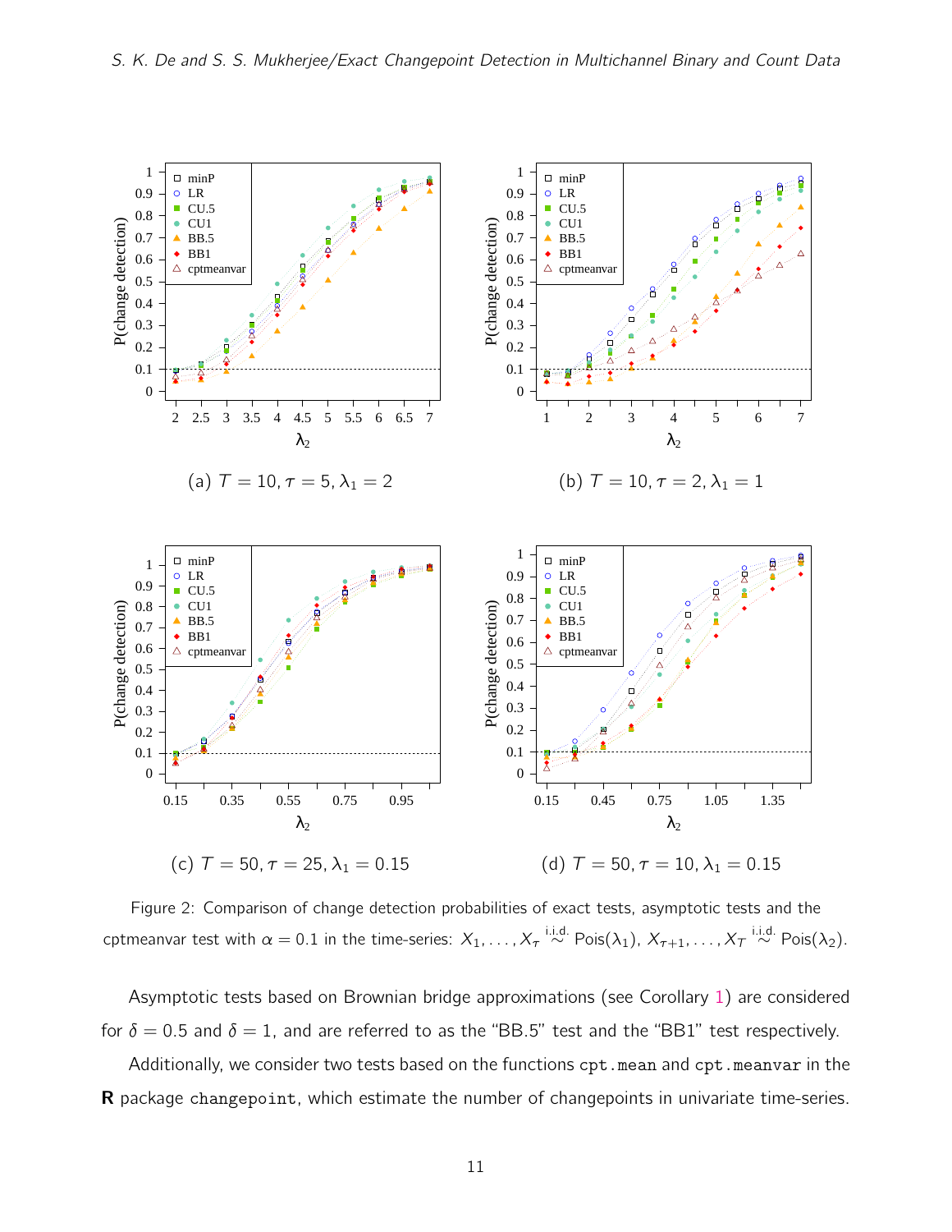(a) $T = 10, \tau = 5, \lambda_1 = 2$

(b) $T = 10, \tau = 2, \lambda_1 = 1$

(c) $T = 50, \tau = 25, \lambda_1 = 0.15$

(d) $T = 50, \tau = 10, \lambda_1 = 0.15$

Figure 2: Comparison of change detection probabilities of exact tests, asymptotic tests and the cptmeanvar test with $\alpha = 0.1$ in the time-series: $X_1, \ldots, X_\tau \overset{\text{i.i.d.}}{\sim} \text{Pois}(\lambda_1)$, $X_{\tau+1}, \ldots, X_T \overset{\text{i.i.d.}}{\sim} \text{Pois}(\lambda_2)$.

Asymptotic tests based on Brownian bridge approximations (see Corollary 1) are considered for $\delta = 0.5$ and $\delta = 1$, and are referred to as the "BB.5" test and the "BB1" test respectively.

Additionally, we consider two tests based on the functions `cpt.mean` and `cpt.meanvar` in the **R** package `changepoint`, which estimate the number of changepoints in univariate time-series.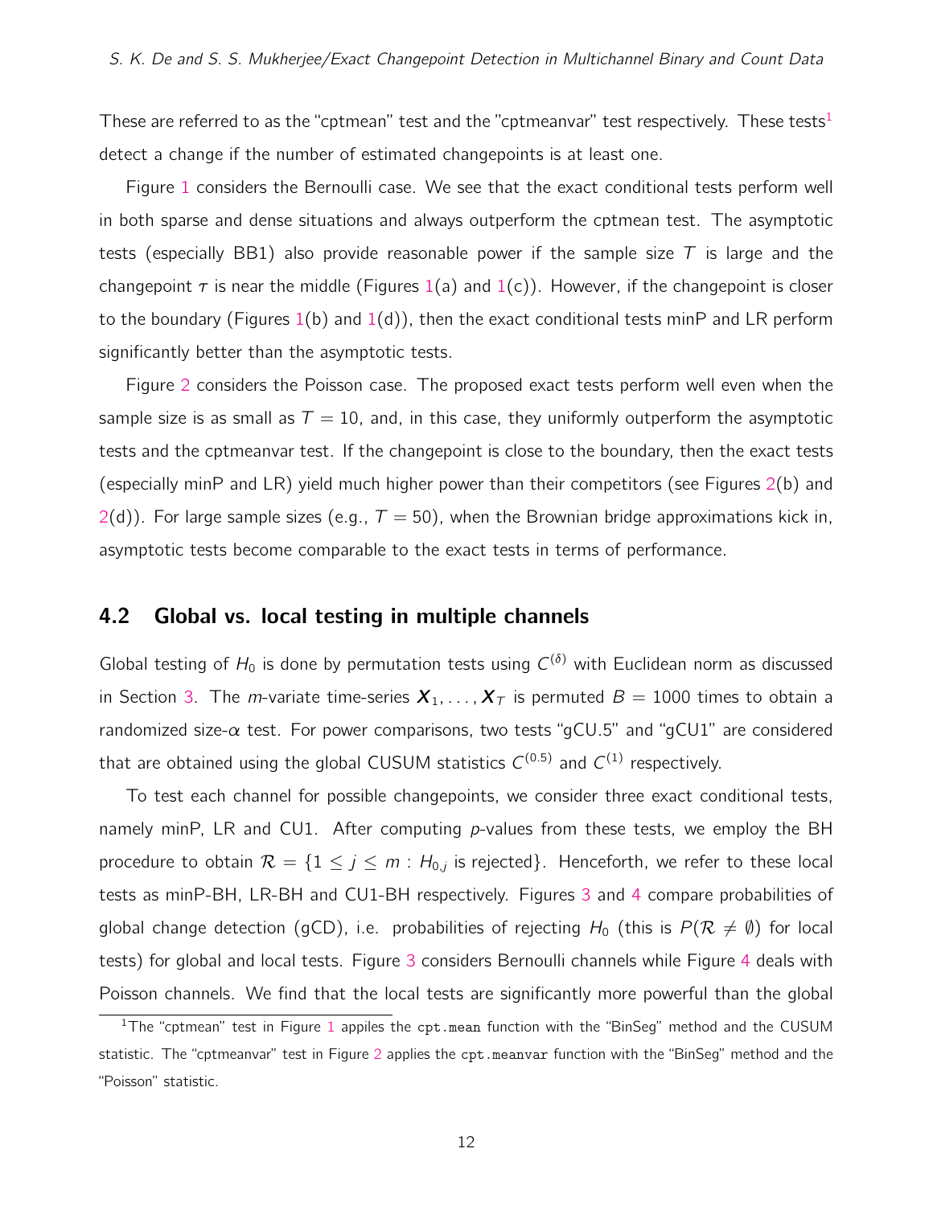These are referred to as the "cptmean" test and the "cptmeanvar" test respectively. These tests[1] detect a change if the number of estimated changepoints is at least one.

Figure 1 considers the Bernoulli case. We see that the exact conditional tests perform well in both sparse and dense situations and always outperform the cptmean test. The asymptotic tests (especially BB1) also provide reasonable power if the sample size $T$ is large and the changepoint $\tau$ is near the middle (Figures 1(a) and 1(c)). However, if the changepoint is closer to the boundary (Figures 1(b) and 1(d)), then the exact conditional tests minP and LR perform significantly better than the asymptotic tests.

Figure 2 considers the Poisson case. The proposed exact tests perform well even when the sample size is as small as $T = 10$, and, in this case, they uniformly outperform the asymptotic tests and the cptmeanvar test. If the changepoint is close to the boundary, then the exact tests (especially minP and LR) yield much higher power than their competitors (see Figures 2(b) and 2(d)). For large sample sizes (e.g., $T = 50$), when the Brownian bridge approximations kick in, asymptotic tests become comparable to the exact tests in terms of performance.

## 4.2 Global vs. local testing in multiple channels

Global testing of $H_0$ is done by permutation tests using $C^{(\delta)}$ with Euclidean norm as discussed in Section 3. The $m$-variate time-series $\boldsymbol{X}_1, \ldots, \boldsymbol{X}_T$ is permuted $B = 1000$ times to obtain a randomized size-$\alpha$ test. For power comparisons, two tests "gCU.5" and "gCU1" are considered that are obtained using the global CUSUM statistics $C^{(0.5)}$ and $C^{(1)}$ respectively.

To test each channel for possible changepoints, we consider three exact conditional tests, namely minP, LR and CU1. After computing $p$-values from these tests, we employ the BH procedure to obtain $\mathcal{R} = \{1 \le j \le m : H_{0,j} \text{ is rejected}\}$. Henceforth, we refer to these local tests as minP-BH, LR-BH and CU1-BH respectively. Figures 3 and 4 compare probabilities of global change detection (gCD), i.e. probabilities of rejecting $H_0$ (this is $P(\mathcal{R} \neq \emptyset)$ for local tests) for global and local tests. Figure 3 considers Bernoulli channels while Figure 4 deals with Poisson channels. We find that the local tests are significantly more powerful than the global

[1] The "cptmean" test in Figure 1 appiles the `cpt.mean` function with the "BinSeg" method and the CUSUM statistic. The "cptmeanvar" test in Figure 2 applies the `cpt.meanvar` function with the "BinSeg" method and the "Poisson" statistic.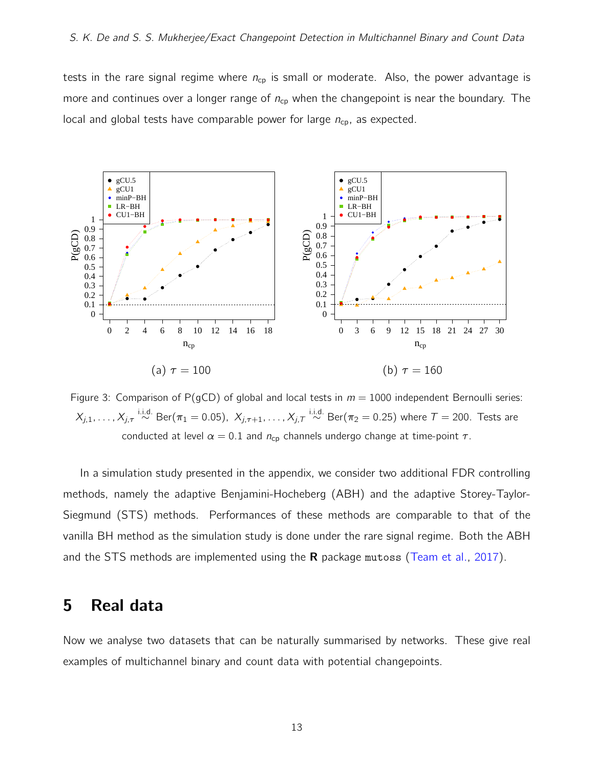tests in the rare signal regime where $n_{cp}$ is small or moderate. Also, the power advantage is more and continues over a longer range of $n_{cp}$ when the changepoint is near the boundary. The local and global tests have comparable power for large $n_{cp}$, as expected.

(a) $\tau = 100$

(b) $\tau = 160$

Figure 3: Comparison of P(gCD) of global and local tests in $m = 1000$ independent Bernoulli series: $X_{j,1}, \ldots, X_{j,\tau} \overset{\text{i.i.d.}}{\sim} \text{Ber}(\pi_1 = 0.05)$, $X_{j,\tau+1}, \ldots, X_{j,T} \overset{\text{i.i.d.}}{\sim} \text{Ber}(\pi_2 = 0.25)$ where $T = 200$. Tests are conducted at level $\alpha = 0.1$ and $n_{cp}$ channels undergo change at time-point $\tau$.

In a simulation study presented in the appendix, we consider two additional FDR controlling methods, namely the adaptive Benjamini-Hocheberg (ABH) and the adaptive Storey-Taylor-Siegmund (STS) methods. Performances of these methods are comparable to that of the vanilla BH method as the simulation study is done under the rare signal regime. Both the ABH and the STS methods are implemented using the **R** package `mutoss` (Team et al., 2017).

# 5 Real data

Now we analyse two datasets that can be naturally summarised by networks. These give real examples of multichannel binary and count data with potential changepoints.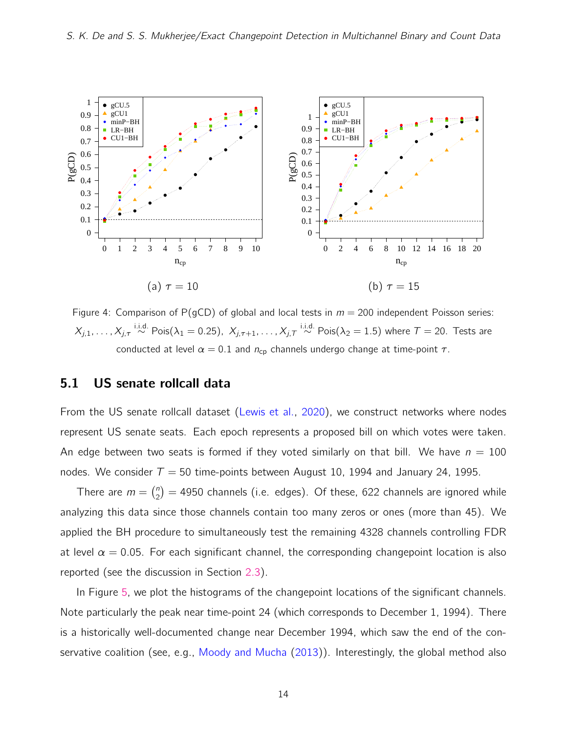(a) $\tau = 10$

(b) $\tau = 15$

Figure 4: Comparison of P(gCD) of global and local tests in $m = 200$ independent Poisson series: $X_{j,1}, \ldots, X_{j,\tau} \overset{\text{i.i.d.}}{\sim} \text{Pois}(\lambda_1 = 0.25)$, $X_{j,\tau+1}, \ldots, X_{j,T} \overset{\text{i.i.d.}}{\sim} \text{Pois}(\lambda_2 = 1.5)$ where $T = 20$. Tests are conducted at level $\alpha = 0.1$ and $n_{\text{cp}}$ channels undergo change at time-point $\tau$.

## 5.1 US senate rollcall data

From the US senate rollcall dataset (Lewis et al., 2020), we construct networks where nodes represent US senate seats. Each epoch represents a proposed bill on which votes were taken. An edge between two seats is formed if they voted similarly on that bill. We have $n = 100$ nodes. We consider $T = 50$ time-points between August 10, 1994 and January 24, 1995.

There are $m = \binom{n}{2} = 4950$ channels (i.e. edges). Of these, 622 channels are ignored while analyzing this data since those channels contain too many zeros or ones (more than 45). We applied the BH procedure to simultaneously test the remaining 4328 channels controlling FDR at level $\alpha = 0.05$. For each significant channel, the corresponding changepoint location is also reported (see the discussion in Section 2.3).

In Figure 5, we plot the histograms of the changepoint locations of the significant channels. Note particularly the peak near time-point 24 (which corresponds to December 1, 1994). There is a historically well-documented change near December 1994, which saw the end of the conservative coalition (see, e.g., Moody and Mucha (2013)). Interestingly, the global method also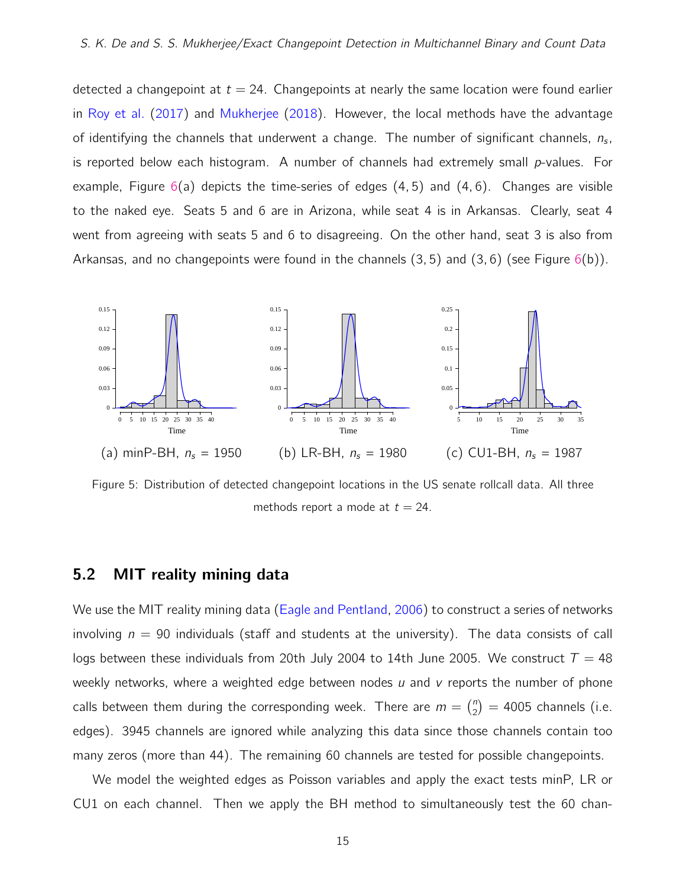detected a changepoint at $t = 24$. Changepoints at nearly the same location were found earlier in Roy et al. (2017) and Mukherjee (2018). However, the local methods have the advantage of identifying the channels that underwent a change. The number of significant channels, $n_s$, is reported below each histogram. A number of channels had extremely small $p$-values. For example, Figure 6(a) depicts the time-series of edges $(4, 5)$ and $(4, 6)$. Changes are visible to the naked eye. Seats 5 and 6 are in Arizona, while seat 4 is in Arkansas. Clearly, seat 4 went from agreeing with seats 5 and 6 to disagreeing. On the other hand, seat 3 is also from Arkansas, and no changepoints were found in the channels $(3, 5)$ and $(3, 6)$ (see Figure 6(b)).

(a) minP-BH, $n_s$ = 1950 (b) LR-BH, $n_s$ = 1980 (c) CU1-BH, $n_s$ = 1987

Figure 5: Distribution of detected changepoint locations in the US senate rollcall data. All three methods report a mode at $t = 24$.

## 5.2 MIT reality mining data

We use the MIT reality mining data (Eagle and Pentland, 2006) to construct a series of networks involving $n = 90$ individuals (staff and students at the university). The data consists of call logs between these individuals from 20th July 2004 to 14th June 2005. We construct $T = 48$ weekly networks, where a weighted edge between nodes $u$ and $v$ reports the number of phone calls between them during the corresponding week. There are $m = \binom{n}{2} = 4005$ channels (i.e. edges). 3945 channels are ignored while analyzing this data since those channels contain too many zeros (more than 44). The remaining 60 channels are tested for possible changepoints.

We model the weighted edges as Poisson variables and apply the exact tests minP, LR or CU1 on each channel. Then we apply the BH method to simultaneously test the 60 chan-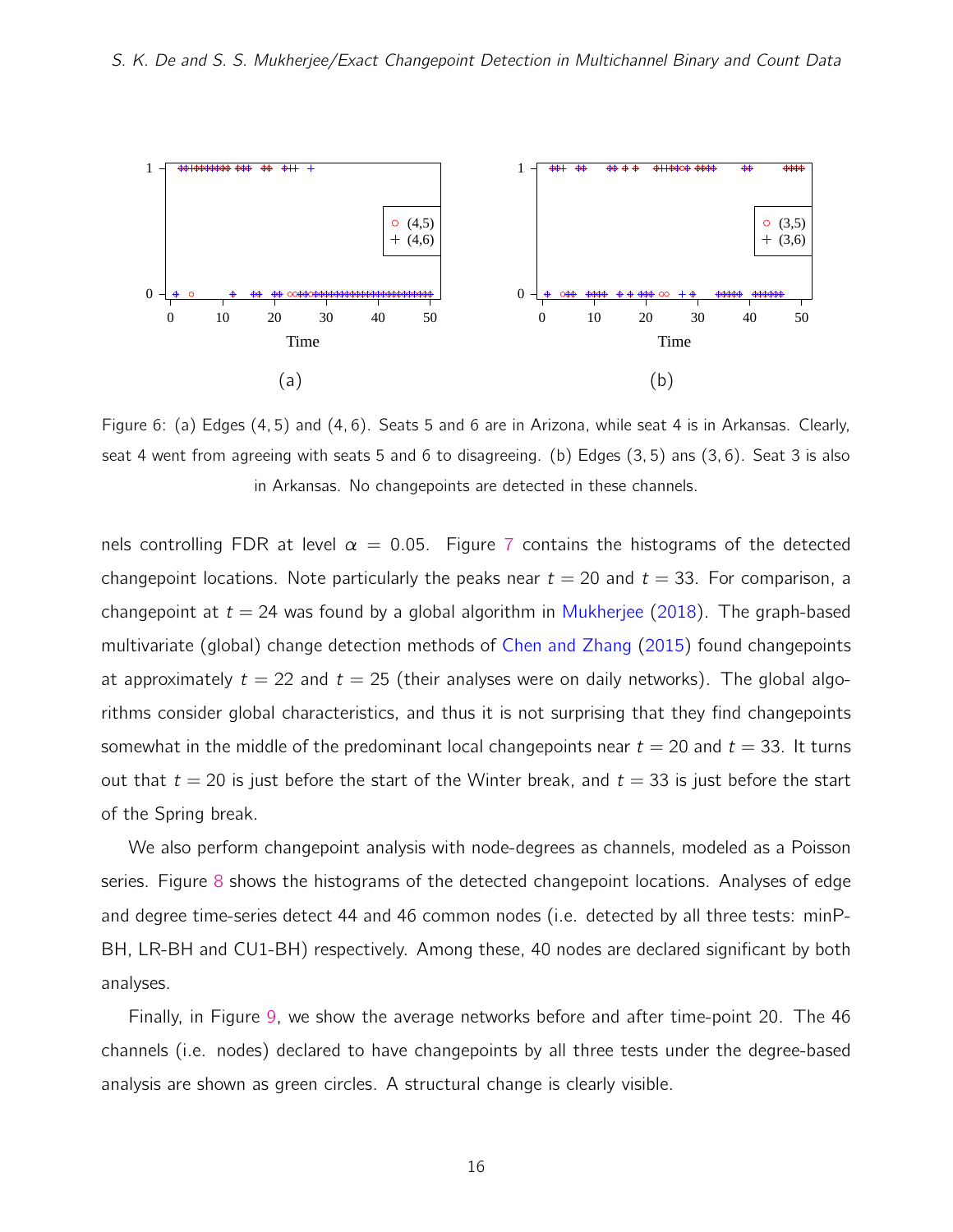Figure 6: (a) Edges $(4, 5)$ and $(4, 6)$. Seats 5 and 6 are in Arizona, while seat 4 is in Arkansas. Clearly, seat 4 went from agreeing with seats 5 and 6 to disagreeing. (b) Edges $(3, 5)$ ans $(3, 6)$. Seat 3 is also in Arkansas. No changepoints are detected in these channels.

nels controlling FDR at level $\alpha = 0.05$. Figure 7 contains the histograms of the detected changepoint locations. Note particularly the peaks near $t = 20$ and $t = 33$. For comparison, a changepoint at $t = 24$ was found by a global algorithm in Mukherjee (2018). The graph-based multivariate (global) change detection methods of Chen and Zhang (2015) found changepoints at approximately $t = 22$ and $t = 25$ (their analyses were on daily networks). The global algorithms consider global characteristics, and thus it is not surprising that they find changepoints somewhat in the middle of the predominant local changepoints near $t = 20$ and $t = 33$. It turns out that $t = 20$ is just before the start of the Winter break, and $t = 33$ is just before the start of the Spring break.

We also perform changepoint analysis with node-degrees as channels, modeled as a Poisson series. Figure 8 shows the histograms of the detected changepoint locations. Analyses of edge and degree time-series detect 44 and 46 common nodes (i.e. detected by all three tests: minP-BH, LR-BH and CU1-BH) respectively. Among these, 40 nodes are declared significant by both analyses.

Finally, in Figure 9, we show the average networks before and after time-point 20. The 46 channels (i.e. nodes) declared to have changepoints by all three tests under the degree-based analysis are shown as green circles. A structural change is clearly visible.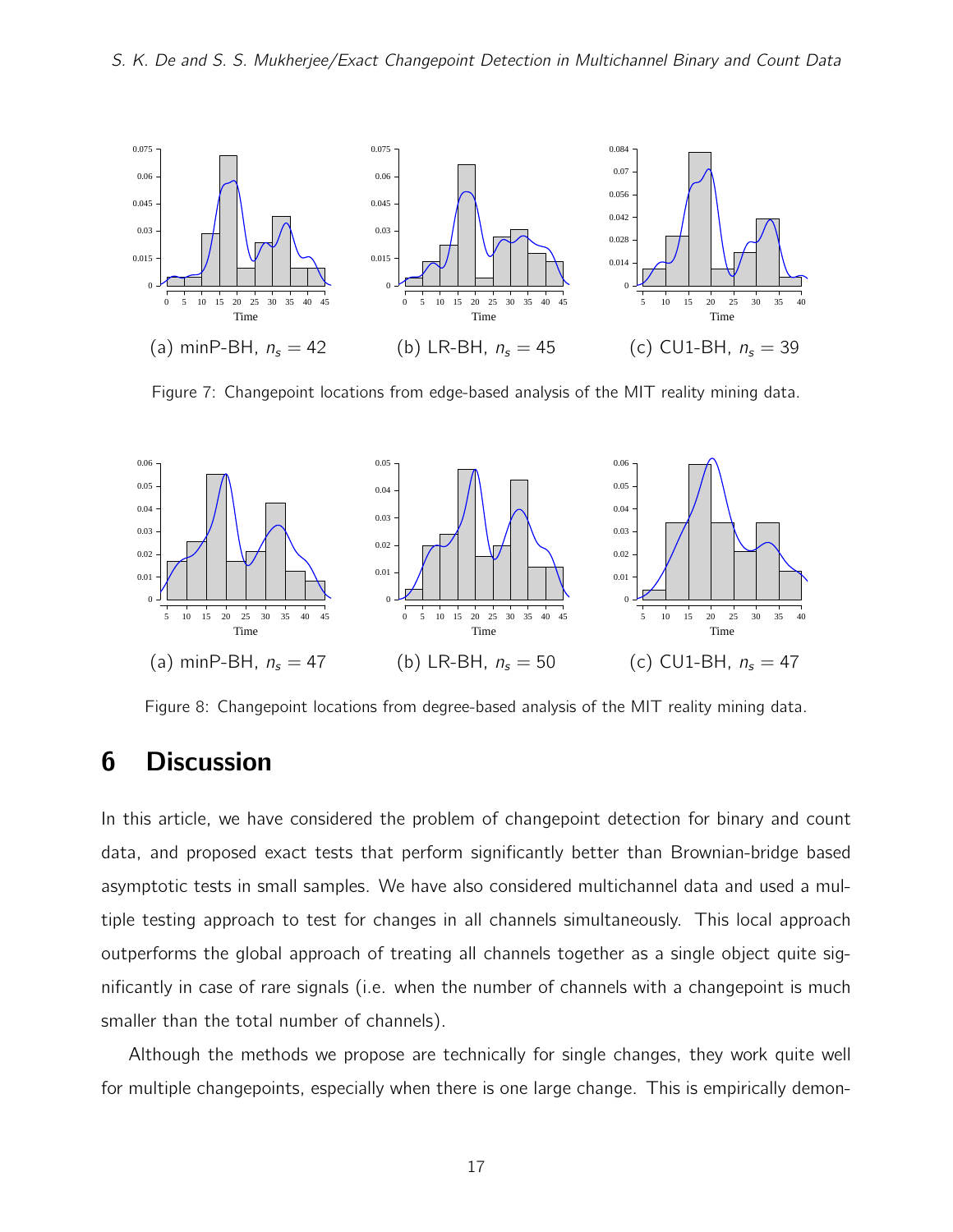(a) minP-BH, $n_s = 42$

(b) LR-BH, $n_s = 45$

(c) CU1-BH, $n_s = 39$

Figure 7: Changepoint locations from edge-based analysis of the MIT reality mining data.

(a) minP-BH, $n_s = 47$

(b) LR-BH, $n_s = 50$

(c) CU1-BH, $n_s = 47$

Figure 8: Changepoint locations from degree-based analysis of the MIT reality mining data.

# 6 Discussion

In this article, we have considered the problem of changepoint detection for binary and count data, and proposed exact tests that perform significantly better than Brownian-bridge based asymptotic tests in small samples. We have also considered multichannel data and used a multiple testing approach to test for changes in all channels simultaneously. This local approach outperforms the global approach of treating all channels together as a single object quite significantly in case of rare signals (i.e. when the number of channels with a changepoint is much smaller than the total number of channels).

Although the methods we propose are technically for single changes, they work quite well for multiple changepoints, especially when there is one large change. This is empirically demon-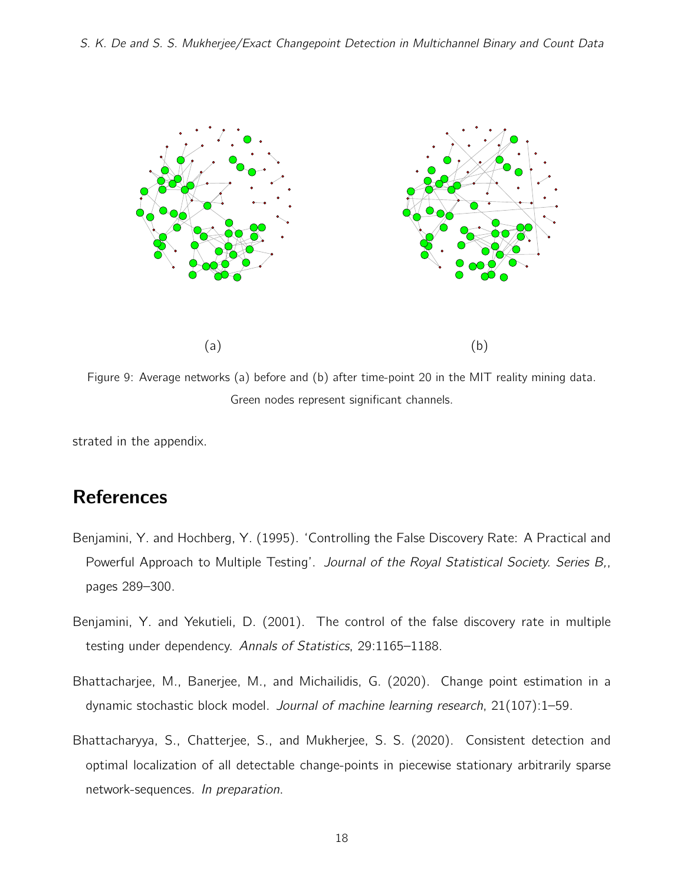(a)

(b)

Figure 9: Average networks (a) before and (b) after time-point 20 in the MIT reality mining data. Green nodes represent significant channels.

strated in the appendix.

## References

Benjamini, Y. and Hochberg, Y. (1995). 'Controlling the False Discovery Rate: A Practical and Powerful Approach to Multiple Testing'. *Journal of the Royal Statistical Society. Series B,*, pages 289–300.

Benjamini, Y. and Yekutieli, D. (2001). The control of the false discovery rate in multiple testing under dependency. *Annals of Statistics*, 29:1165–1188.

Bhattacharjee, M., Banerjee, M., and Michailidis, G. (2020). Change point estimation in a dynamic stochastic block model. *Journal of machine learning research*, 21(107):1–59.

Bhattacharyya, S., Chatterjee, S., and Mukherjee, S. S. (2020). Consistent detection and optimal localization of all detectable change-points in piecewise stationary arbitrarily sparse network-sequences. *In preparation*.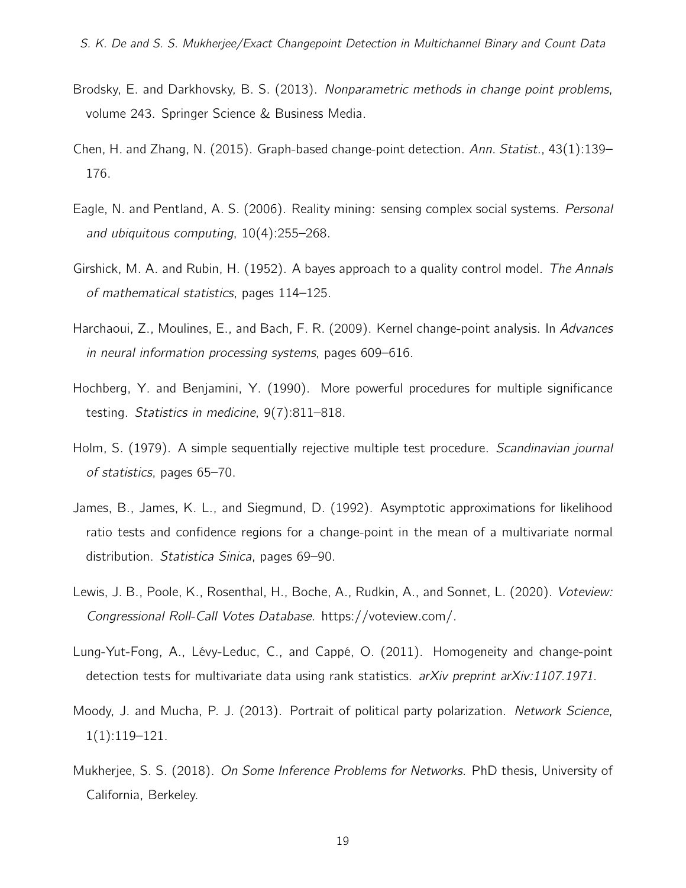Brodsky, E. and Darkhovsky, B. S. (2013). *Nonparametric methods in change point problems*, volume 243. Springer Science & Business Media.

Chen, H. and Zhang, N. (2015). Graph-based change-point detection. *Ann. Statist.*, 43(1):139–176.

Eagle, N. and Pentland, A. S. (2006). Reality mining: sensing complex social systems. *Personal and ubiquitous computing*, 10(4):255–268.

Girshick, M. A. and Rubin, H. (1952). A bayes approach to a quality control model. *The Annals of mathematical statistics*, pages 114–125.

Harchaoui, Z., Moulines, E., and Bach, F. R. (2009). Kernel change-point analysis. In *Advances in neural information processing systems*, pages 609–616.

Hochberg, Y. and Benjamini, Y. (1990). More powerful procedures for multiple significance testing. *Statistics in medicine*, 9(7):811–818.

Holm, S. (1979). A simple sequentially rejective multiple test procedure. *Scandinavian journal of statistics*, pages 65–70.

James, B., James, K. L., and Siegmund, D. (1992). Asymptotic approximations for likelihood ratio tests and confidence regions for a change-point in the mean of a multivariate normal distribution. *Statistica Sinica*, pages 69–90.

Lewis, J. B., Poole, K., Rosenthal, H., Boche, A., Rudkin, A., and Sonnet, L. (2020). *Voteview: Congressional Roll-Call Votes Database*. https://voteview.com/.

Lung-Yut-Fong, A., Lévy-Leduc, C., and Cappé, O. (2011). Homogeneity and change-point detection tests for multivariate data using rank statistics. *arXiv preprint arXiv:1107.1971*.

Moody, J. and Mucha, P. J. (2013). Portrait of political party polarization. *Network Science*, 1(1):119–121.

Mukherjee, S. S. (2018). *On Some Inference Problems for Networks*. PhD thesis, University of California, Berkeley.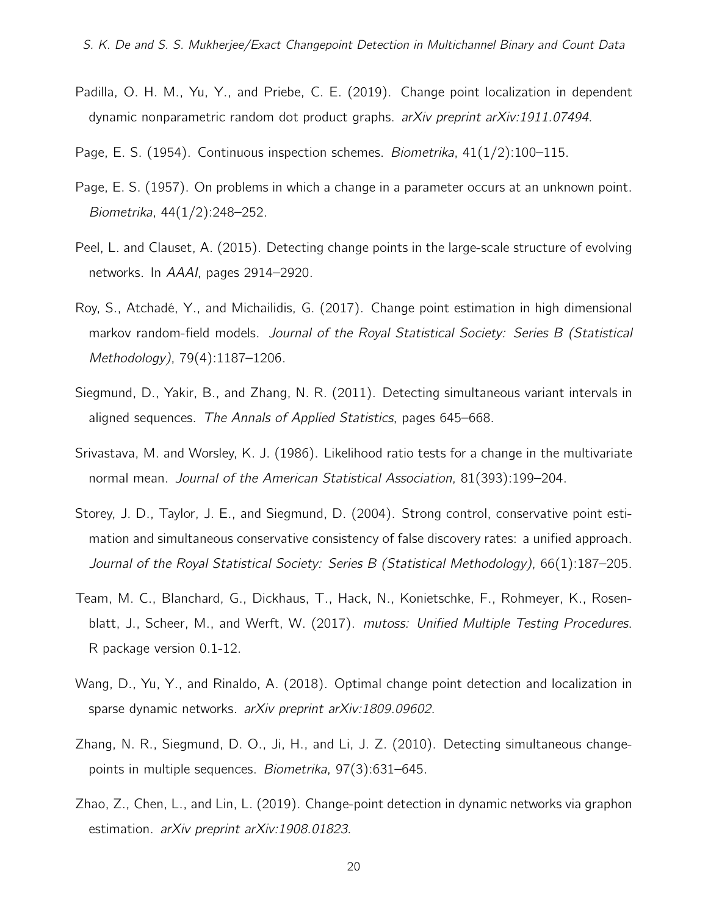Padilla, O. H. M., Yu, Y., and Priebe, C. E. (2019). Change point localization in dependent dynamic nonparametric random dot product graphs. *arXiv preprint arXiv:1911.07494*.

Page, E. S. (1954). Continuous inspection schemes. *Biometrika*, 41(1/2):100–115.

Page, E. S. (1957). On problems in which a change in a parameter occurs at an unknown point. *Biometrika*, 44(1/2):248–252.

Peel, L. and Clauset, A. (2015). Detecting change points in the large-scale structure of evolving networks. In *AAAI*, pages 2914–2920.

Roy, S., Atchadé, Y., and Michailidis, G. (2017). Change point estimation in high dimensional markov random-field models. *Journal of the Royal Statistical Society: Series B (Statistical Methodology)*, 79(4):1187–1206.

Siegmund, D., Yakir, B., and Zhang, N. R. (2011). Detecting simultaneous variant intervals in aligned sequences. *The Annals of Applied Statistics*, pages 645–668.

Srivastava, M. and Worsley, K. J. (1986). Likelihood ratio tests for a change in the multivariate normal mean. *Journal of the American Statistical Association*, 81(393):199–204.

Storey, J. D., Taylor, J. E., and Siegmund, D. (2004). Strong control, conservative point estimation and simultaneous conservative consistency of false discovery rates: a unified approach. *Journal of the Royal Statistical Society: Series B (Statistical Methodology)*, 66(1):187–205.

Team, M. C., Blanchard, G., Dickhaus, T., Hack, N., Konietschke, F., Rohmeyer, K., Rosenblatt, J., Scheer, M., and Werft, W. (2017). *mutoss: Unified Multiple Testing Procedures*. R package version 0.1-12.

Wang, D., Yu, Y., and Rinaldo, A. (2018). Optimal change point detection and localization in sparse dynamic networks. *arXiv preprint arXiv:1809.09602*.

Zhang, N. R., Siegmund, D. O., Ji, H., and Li, J. Z. (2010). Detecting simultaneous changepoints in multiple sequences. *Biometrika*, 97(3):631–645.

Zhao, Z., Chen, L., and Lin, L. (2019). Change-point detection in dynamic networks via graphon estimation. *arXiv preprint arXiv:1908.01823*.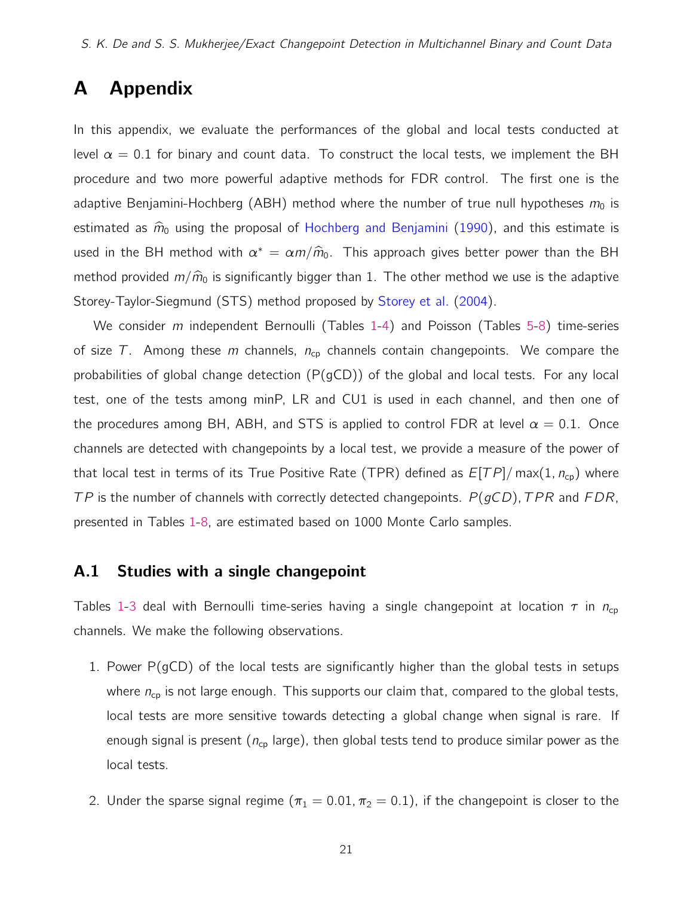# A Appendix

In this appendix, we evaluate the performances of the global and local tests conducted at level $\alpha = 0.1$ for binary and count data. To construct the local tests, we implement the BH procedure and two more powerful adaptive methods for FDR control. The first one is the adaptive Benjamini-Hochberg (ABH) method where the number of true null hypotheses $m_0$ is estimated as $\widehat{m}_0$ using the proposal of Hochberg and Benjamini (1990), and this estimate is used in the BH method with $\alpha^* = \alpha m/\widehat{m}_0$. This approach gives better power than the BH method provided $m/\widehat{m}_0$ is significantly bigger than 1. The other method we use is the adaptive Storey-Taylor-Siegmund (STS) method proposed by Storey et al. (2004).

We consider $m$ independent Bernoulli (Tables 1-4) and Poisson (Tables 5-8) time-series of size $T$. Among these $m$ channels, $n_{\text{cp}}$ channels contain changepoints. We compare the probabilities of global change detection (P(gCD)) of the global and local tests. For any local test, one of the tests among minP, LR and CU1 is used in each channel, and then one of the procedures among BH, ABH, and STS is applied to control FDR at level $\alpha = 0.1$. Once channels are detected with changepoints by a local test, we provide a measure of the power of that local test in terms of its True Positive Rate (TPR) defined as $E[TP]/\max(1, n_{\text{cp}})$ where $TP$ is the number of channels with correctly detected changepoints. $P(gCD), TPR$ and $FDR$, presented in Tables 1-8, are estimated based on 1000 Monte Carlo samples.

## A.1 Studies with a single changepoint

Tables 1-3 deal with Bernoulli time-series having a single changepoint at location $\tau$ in $n_{\text{cp}}$ channels. We make the following observations.

1. Power P(gCD) of the local tests are significantly higher than the global tests in setups where $n_{\text{cp}}$ is not large enough. This supports our claim that, compared to the global tests, local tests are more sensitive towards detecting a global change when signal is rare. If enough signal is present ($n_{\text{cp}}$ large), then global tests tend to produce similar power as the local tests.

2. Under the sparse signal regime ($\pi_1 = 0.01, \pi_2 = 0.1$), if the changepoint is closer to the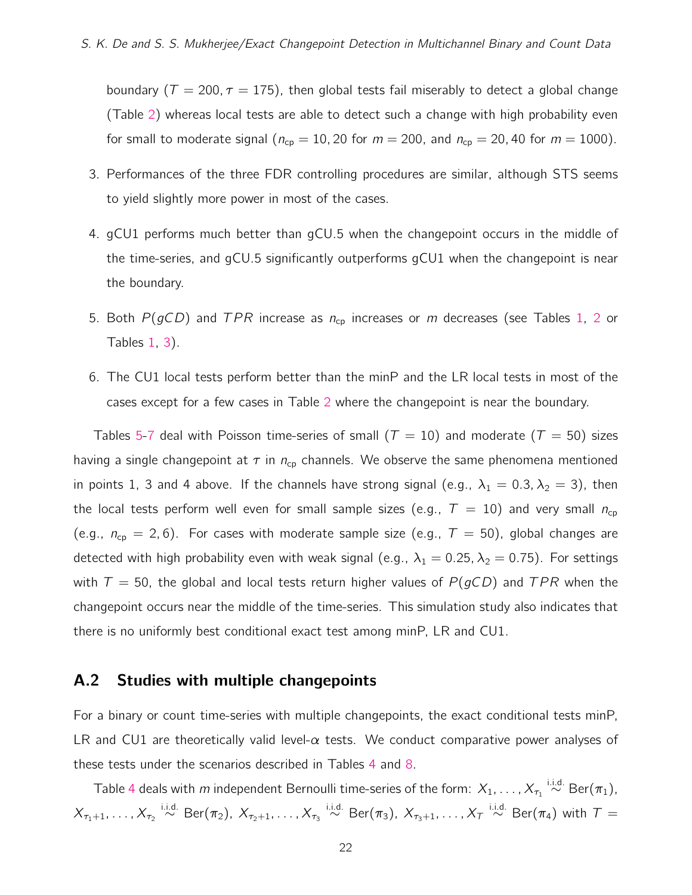boundary ($T = 200, \tau = 175$), then global tests fail miserably to detect a global change (Table 2) whereas local tests are able to detect such a change with high probability even for small to moderate signal ($n_{\text{cp}} = 10, 20$ for $m = 200$, and $n_{\text{cp}} = 20, 40$ for $m = 1000$).

3. Performances of the three FDR controlling procedures are similar, although STS seems to yield slightly more power in most of the cases.

4. gCU1 performs much better than gCU.5 when the changepoint occurs in the middle of the time-series, and gCU.5 significantly outperforms gCU1 when the changepoint is near the boundary.

5. Both $P(gCD)$ and $TPR$ increase as $n_{\text{cp}}$ increases or $m$ decreases (see Tables 1, 2 or Tables 1, 3).

6. The CU1 local tests perform better than the minP and the LR local tests in most of the cases except for a few cases in Table 2 where the changepoint is near the boundary.

Tables 5-7 deal with Poisson time-series of small ($T = 10$) and moderate ($T = 50$) sizes having a single changepoint at $\tau$ in $n_{\text{cp}}$ channels. We observe the same phenomena mentioned in points 1, 3 and 4 above. If the channels have strong signal (e.g., $\lambda_1 = 0.3, \lambda_2 = 3$), then the local tests perform well even for small sample sizes (e.g., $T = 10$) and very small $n_{\text{cp}}$ (e.g., $n_{\text{cp}} = 2, 6$). For cases with moderate sample size (e.g., $T = 50$), global changes are detected with high probability even with weak signal (e.g., $\lambda_1 = 0.25, \lambda_2 = 0.75$). For settings with $T = 50$, the global and local tests return higher values of $P(gCD)$ and $TPR$ when the changepoint occurs near the middle of the time-series. This simulation study also indicates that there is no uniformly best conditional exact test among minP, LR and CU1.

## A.2 Studies with multiple changepoints

For a binary or count time-series with multiple changepoints, the exact conditional tests minP, LR and CU1 are theoretically valid level-$\alpha$ tests. We conduct comparative power analyses of these tests under the scenarios described in Tables 4 and 8.

Table 4 deals with $m$ independent Bernoulli time-series of the form: $X_1, \ldots, X_{\tau_1} \overset{\text{i.i.d.}}{\sim} \text{Ber}(\pi_1)$, $X_{\tau_1+1}, \ldots, X_{\tau_2} \overset{\text{i.i.d.}}{\sim} \text{Ber}(\pi_2)$, $X_{\tau_2+1}, \ldots, X_{\tau_3} \overset{\text{i.i.d.}}{\sim} \text{Ber}(\pi_3)$, $X_{\tau_3+1}, \ldots, X_T \overset{\text{i.i.d.}}{\sim} \text{Ber}(\pi_4)$ with $T =$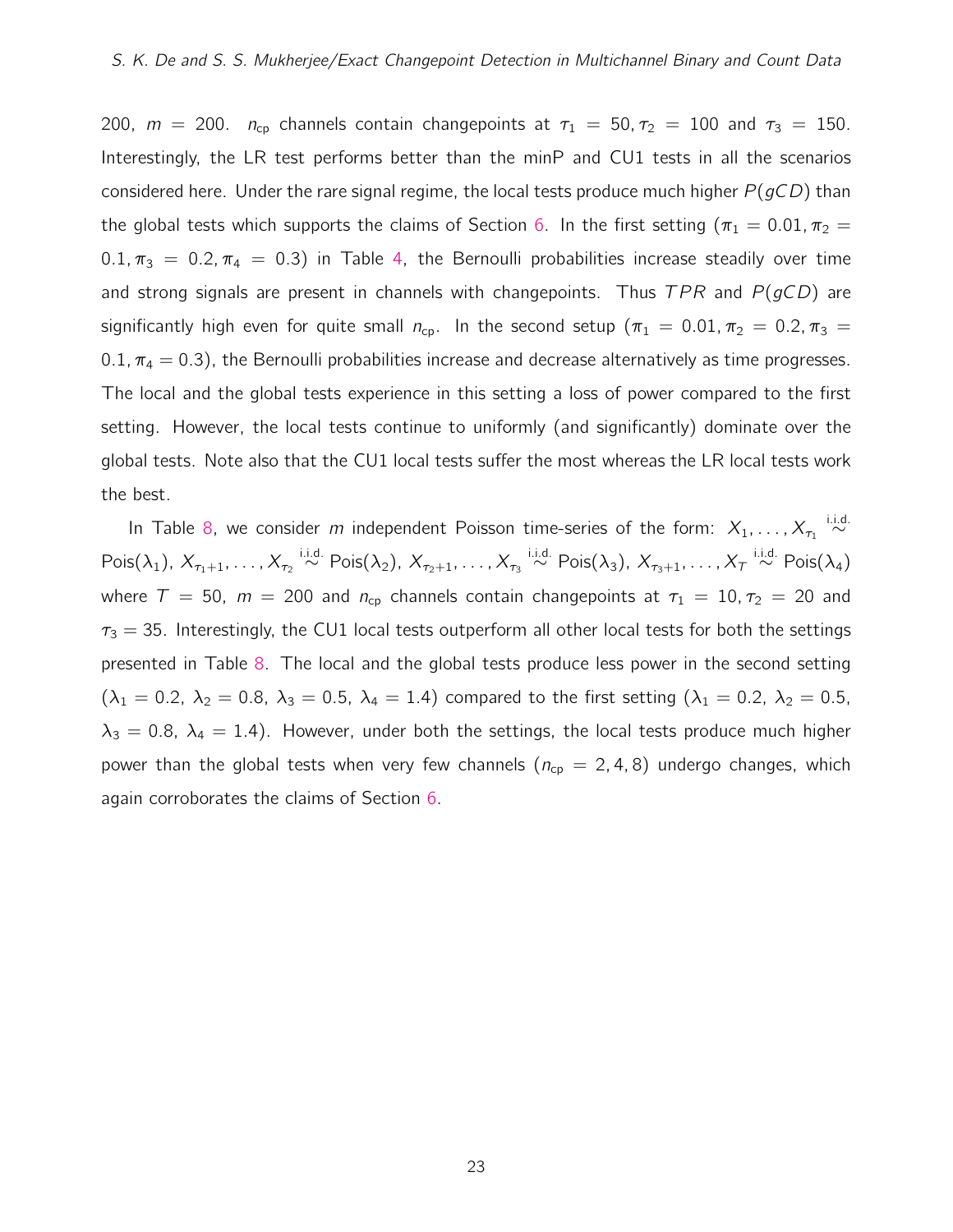200, $m = 200$. $n_{\text{cp}}$ channels contain changepoints at $\tau_1 = 50, \tau_2 = 100$ and $\tau_3 = 150$. Interestingly, the LR test performs better than the minP and CU1 tests in all the scenarios considered here. Under the rare signal regime, the local tests produce much higher $P(gCD)$ than the global tests which supports the claims of Section 6. In the first setting ($\pi_1 = 0.01, \pi_2 = 0.1, \pi_3 = 0.2, \pi_4 = 0.3$) in Table 4, the Bernoulli probabilities increase steadily over time and strong signals are present in channels with changepoints. Thus $TPR$ and $P(gCD)$ are significantly high even for quite small $n_{\text{cp}}$. In the second setup ($\pi_1 = 0.01, \pi_2 = 0.2, \pi_3 = 0.1, \pi_4 = 0.3$), the Bernoulli probabilities increase and decrease alternatively as time progresses. The local and the global tests experience in this setting a loss of power compared to the first setting. However, the local tests continue to uniformly (and significantly) dominate over the global tests. Note also that the CU1 local tests suffer the most whereas the LR local tests work the best.

In Table 8, we consider $m$ independent Poisson time-series of the form: $X_1, \ldots, X_{\tau_1} \overset{\text{i.i.d.}}{\sim} \text{Pois}(\lambda_1)$, $X_{\tau_1+1}, \ldots, X_{\tau_2} \overset{\text{i.i.d.}}{\sim} \text{Pois}(\lambda_2)$, $X_{\tau_2+1}, \ldots, X_{\tau_3} \overset{\text{i.i.d.}}{\sim} \text{Pois}(\lambda_3)$, $X_{\tau_3+1}, \ldots, X_T \overset{\text{i.i.d.}}{\sim} \text{Pois}(\lambda_4)$ where $T = 50$, $m = 200$ and $n_{\text{cp}}$ channels contain changepoints at $\tau_1 = 10, \tau_2 = 20$ and $\tau_3 = 35$. Interestingly, the CU1 local tests outperform all other local tests for both the settings presented in Table 8. The local and the global tests produce less power in the second setting ($\lambda_1 = 0.2$, $\lambda_2 = 0.8$, $\lambda_3 = 0.5$, $\lambda_4 = 1.4$) compared to the first setting ($\lambda_1 = 0.2$, $\lambda_2 = 0.5$, $\lambda_3 = 0.8$, $\lambda_4 = 1.4$). However, under both the settings, the local tests produce much higher power than the global tests when very few channels ($n_{\text{cp}} = 2, 4, 8$) undergo changes, which again corroborates the claims of Section 6.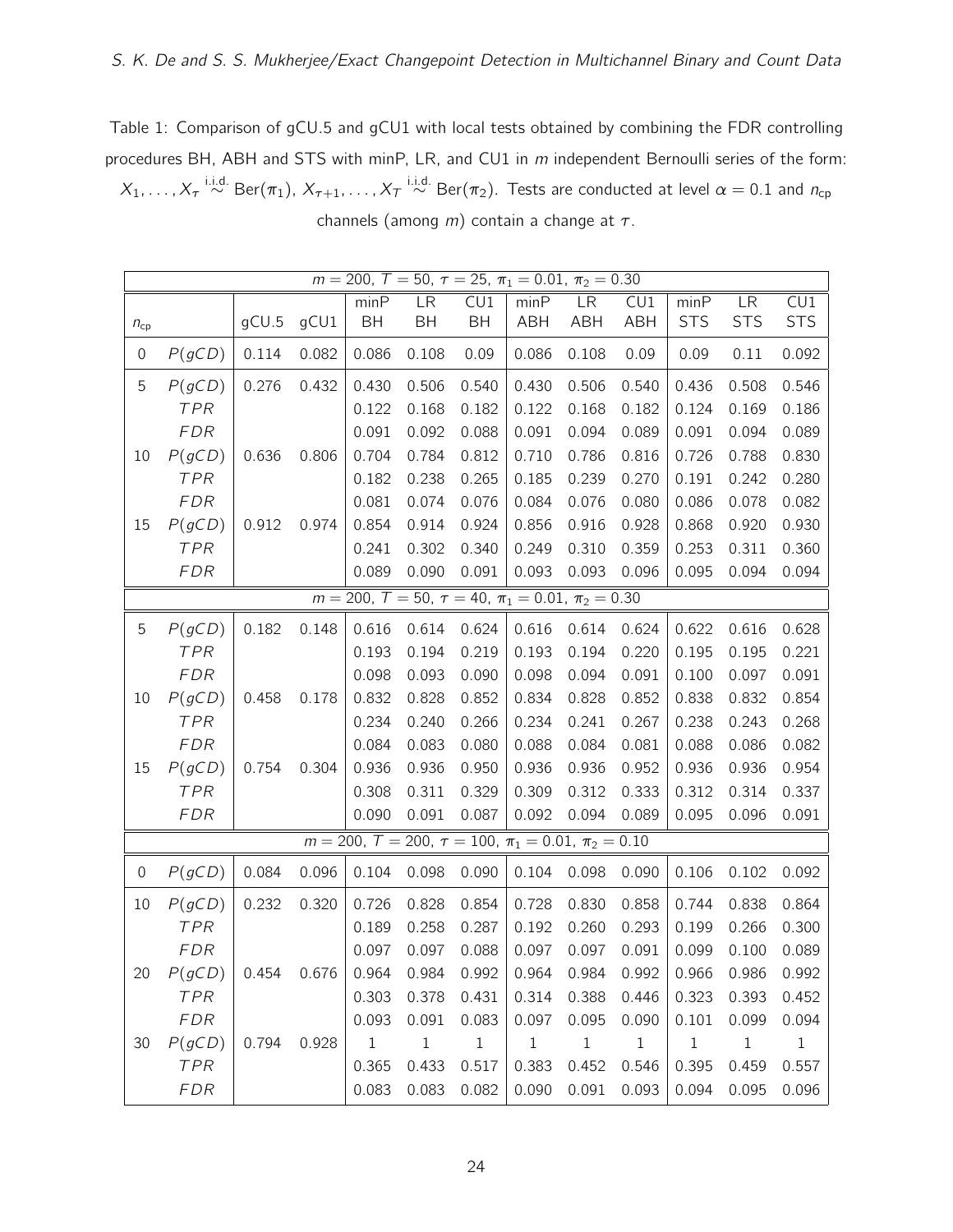Table 1: Comparison of gCU.5 and gCU1 with local tests obtained by combining the FDR controlling procedures BH, ABH and STS with minP, LR, and CU1 in $m$ independent Bernoulli series of the form: $X_1, \ldots, X_\tau \overset{\text{i.i.d.}}{\sim} \text{Ber}(\pi_1)$, $X_{\tau+1}, \ldots, X_T \overset{\text{i.i.d.}}{\sim} \text{Ber}(\pi_2)$. Tests are conducted at level $\alpha = 0.1$ and $n_{\text{cp}}$ channels (among $m$) contain a change at $\tau$.

| $m = 200$, $T = 50$, $\tau = 25$, $\pi_1 = 0.01$, $\pi_2 = 0.30$ | | | | | | | | | | | | | |
|---|---|---|---|---|---|---|---|---|---|---|---|---|---|
| $n_{\text{cp}}$ | | gCU.5 | gCU1 | minP BH | LR BH | CU1 BH | minP ABH | LR ABH | CU1 ABH | minP STS | LR STS | CU1 STS |
| 0 | $P(gCD)$ | 0.114 | 0.082 | 0.086 | 0.108 | 0.09 | 0.086 | 0.108 | 0.09 | 0.09 | 0.11 | 0.092 |
| 5 | $P(gCD)$ | 0.276 | 0.432 | 0.430 | 0.506 | 0.540 | 0.430 | 0.506 | 0.540 | 0.436 | 0.508 | 0.546 |
| | $TPR$ | | | 0.122 | 0.168 | 0.182 | 0.122 | 0.168 | 0.182 | 0.124 | 0.169 | 0.186 |
| | $FDR$ | | | 0.091 | 0.092 | 0.088 | 0.091 | 0.094 | 0.089 | 0.091 | 0.094 | 0.089 |
| 10 | $P(gCD)$ | 0.636 | 0.806 | 0.704 | 0.784 | 0.812 | 0.710 | 0.786 | 0.816 | 0.726 | 0.788 | 0.830 |
| | $TPR$ | | | 0.182 | 0.238 | 0.265 | 0.185 | 0.239 | 0.270 | 0.191 | 0.242 | 0.280 |
| | $FDR$ | | | 0.081 | 0.074 | 0.076 | 0.084 | 0.076 | 0.080 | 0.086 | 0.078 | 0.082 |
| 15 | $P(gCD)$ | 0.912 | 0.974 | 0.854 | 0.914 | 0.924 | 0.856 | 0.916 | 0.928 | 0.868 | 0.920 | 0.930 |
| | $TPR$ | | | 0.241 | 0.302 | 0.340 | 0.249 | 0.310 | 0.359 | 0.253 | 0.311 | 0.360 |
| | $FDR$ | | | 0.089 | 0.090 | 0.091 | 0.093 | 0.093 | 0.096 | 0.095 | 0.094 | 0.094 |
| $m = 200$, $T = 50$, $\tau = 40$, $\pi_1 = 0.01$, $\pi_2 = 0.30$ | | | | | | | | | | | | |
| 5 | $P(gCD)$ | 0.182 | 0.148 | 0.616 | 0.614 | 0.624 | 0.616 | 0.614 | 0.624 | 0.622 | 0.616 | 0.628 |
| | $TPR$ | | | 0.193 | 0.194 | 0.219 | 0.193 | 0.194 | 0.220 | 0.195 | 0.195 | 0.221 |
| | $FDR$ | | | 0.098 | 0.093 | 0.090 | 0.098 | 0.094 | 0.091 | 0.100 | 0.097 | 0.091 |
| 10 | $P(gCD)$ | 0.458 | 0.178 | 0.832 | 0.828 | 0.852 | 0.834 | 0.828 | 0.852 | 0.838 | 0.832 | 0.854 |
| | $TPR$ | | | 0.234 | 0.240 | 0.266 | 0.234 | 0.241 | 0.267 | 0.238 | 0.243 | 0.268 |
| | $FDR$ | | | 0.084 | 0.083 | 0.080 | 0.088 | 0.084 | 0.081 | 0.088 | 0.086 | 0.082 |
| 15 | $P(gCD)$ | 0.754 | 0.304 | 0.936 | 0.936 | 0.950 | 0.936 | 0.936 | 0.952 | 0.936 | 0.936 | 0.954 |
| | $TPR$ | | | 0.308 | 0.311 | 0.329 | 0.309 | 0.312 | 0.333 | 0.312 | 0.314 | 0.337 |
| | $FDR$ | | | 0.090 | 0.091 | 0.087 | 0.092 | 0.094 | 0.089 | 0.095 | 0.096 | 0.091 |
| $m = 200$, $T = 200$, $\tau = 100$, $\pi_1 = 0.01$, $\pi_2 = 0.10$ | | | | | | | | | | | | |
| 0 | $P(gCD)$ | 0.084 | 0.096 | 0.104 | 0.098 | 0.090 | 0.104 | 0.098 | 0.090 | 0.106 | 0.102 | 0.092 |
| 10 | $P(gCD)$ | 0.232 | 0.320 | 0.726 | 0.828 | 0.854 | 0.728 | 0.830 | 0.858 | 0.744 | 0.838 | 0.864 |
| | $TPR$ | | | 0.189 | 0.258 | 0.287 | 0.192 | 0.260 | 0.293 | 0.199 | 0.266 | 0.300 |
| | $FDR$ | | | 0.097 | 0.097 | 0.088 | 0.097 | 0.097 | 0.091 | 0.099 | 0.100 | 0.089 |
| 20 | $P(gCD)$ | 0.454 | 0.676 | 0.964 | 0.984 | 0.992 | 0.964 | 0.984 | 0.992 | 0.966 | 0.986 | 0.992 |
| | $TPR$ | | | 0.303 | 0.378 | 0.431 | 0.314 | 0.388 | 0.446 | 0.323 | 0.393 | 0.452 |
| | $FDR$ | | | 0.093 | 0.091 | 0.083 | 0.097 | 0.095 | 0.090 | 0.101 | 0.099 | 0.094 |
| 30 | $P(gCD)$ | 0.794 | 0.928 | 1 | 1 | 1 | 1 | 1 | 1 | 1 | 1 | 1 |
| | $TPR$ | | | 0.365 | 0.433 | 0.517 | 0.383 | 0.452 | 0.546 | 0.395 | 0.459 | 0.557 |
| | $FDR$ | | | 0.083 | 0.083 | 0.082 | 0.090 | 0.091 | 0.093 | 0.094 | 0.095 | 0.096 |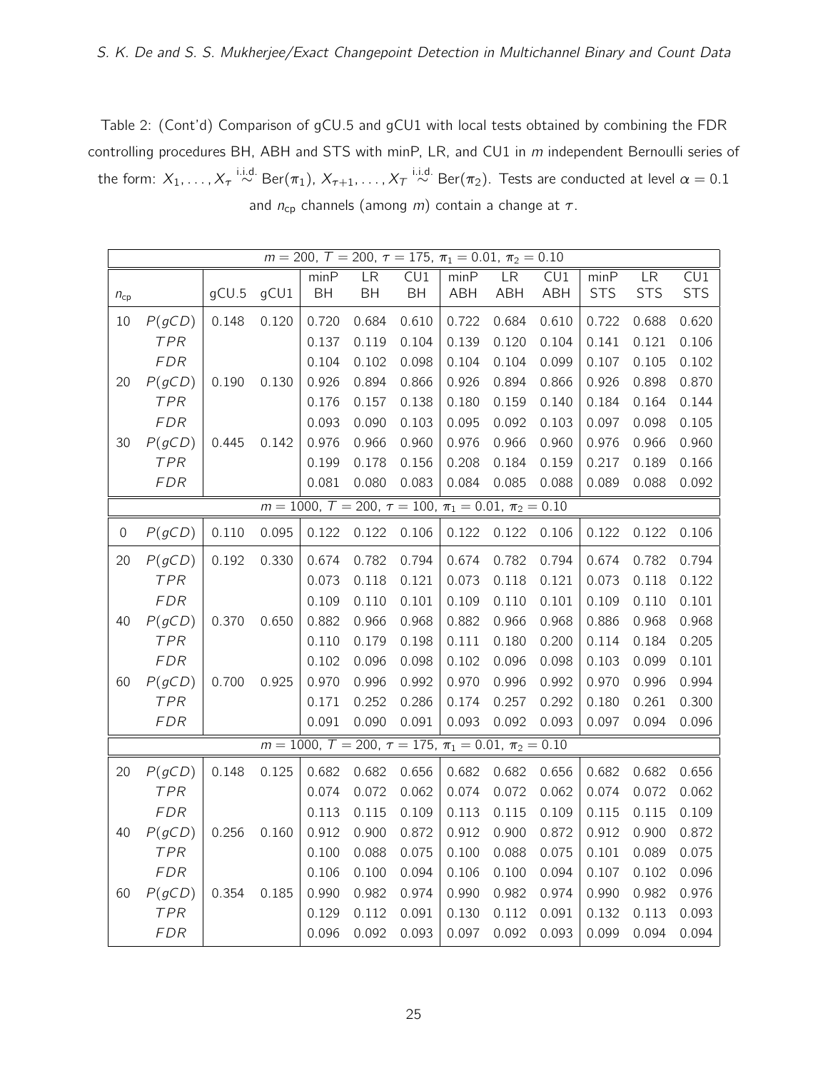Table 2: (Cont'd) Comparison of gCU.5 and gCU1 with local tests obtained by combining the FDR controlling procedures BH, ABH and STS with minP, LR, and CU1 in $m$ independent Bernoulli series of the form: $X_1, \ldots, X_\tau \overset{\text{i.i.d.}}{\sim} \text{Ber}(\pi_1)$, $X_{\tau+1}, \ldots, X_T \overset{\text{i.i.d.}}{\sim} \text{Ber}(\pi_2)$. Tests are conducted at level $\alpha = 0.1$ and $n_{\text{cp}}$ channels (among $m$) contain a change at $\tau$.

| $n_{\text{cp}}$ | | gCU.5 | gCU1 | minP BH | LR BH | CU1 BH | minP ABH | LR ABH | CU1 ABH | minP STS | LR STS | CU1 STS |
|---|---|---|---|---|---|---|---|---|---|---|---|---|
| $m = 200$, $T = 200$, $\tau = 175$, $\pi_1 = 0.01$, $\pi_2 = 0.10$ | | | | | | | | | | | | |
| 10 | $P(gCD)$ | 0.148 | 0.120 | 0.720 | 0.684 | 0.610 | 0.722 | 0.684 | 0.610 | 0.722 | 0.688 | 0.620 |
| | $TPR$ | | | 0.137 | 0.119 | 0.104 | 0.139 | 0.120 | 0.104 | 0.141 | 0.121 | 0.106 |
| | $FDR$ | | | 0.104 | 0.102 | 0.098 | 0.104 | 0.104 | 0.099 | 0.107 | 0.105 | 0.102 |
| 20 | $P(gCD)$ | 0.190 | 0.130 | 0.926 | 0.894 | 0.866 | 0.926 | 0.894 | 0.866 | 0.926 | 0.898 | 0.870 |
| | $TPR$ | | | 0.176 | 0.157 | 0.138 | 0.180 | 0.159 | 0.140 | 0.184 | 0.164 | 0.144 |
| | $FDR$ | | | 0.093 | 0.090 | 0.103 | 0.095 | 0.092 | 0.103 | 0.097 | 0.098 | 0.105 |
| 30 | $P(gCD)$ | 0.445 | 0.142 | 0.976 | 0.966 | 0.960 | 0.976 | 0.966 | 0.960 | 0.976 | 0.966 | 0.960 |
| | $TPR$ | | | 0.199 | 0.178 | 0.156 | 0.208 | 0.184 | 0.159 | 0.217 | 0.189 | 0.166 |
| | $FDR$ | | | 0.081 | 0.080 | 0.083 | 0.084 | 0.085 | 0.088 | 0.089 | 0.088 | 0.092 |
| $m = 1000$, $T = 200$, $\tau = 100$, $\pi_1 = 0.01$, $\pi_2 = 0.10$ | | | | | | | | | | | | |
| 0 | $P(gCD)$ | 0.110 | 0.095 | 0.122 | 0.122 | 0.106 | 0.122 | 0.122 | 0.106 | 0.122 | 0.122 | 0.106 |
| 20 | $P(gCD)$ | 0.192 | 0.330 | 0.674 | 0.782 | 0.794 | 0.674 | 0.782 | 0.794 | 0.674 | 0.782 | 0.794 |
| | $TPR$ | | | 0.073 | 0.118 | 0.121 | 0.073 | 0.118 | 0.121 | 0.073 | 0.118 | 0.122 |
| | $FDR$ | | | 0.109 | 0.110 | 0.101 | 0.109 | 0.110 | 0.101 | 0.109 | 0.110 | 0.101 |
| 40 | $P(gCD)$ | 0.370 | 0.650 | 0.882 | 0.966 | 0.968 | 0.882 | 0.966 | 0.968 | 0.886 | 0.968 | 0.968 |
| | $TPR$ | | | 0.110 | 0.179 | 0.198 | 0.111 | 0.180 | 0.200 | 0.114 | 0.184 | 0.205 |
| | $FDR$ | | | 0.102 | 0.096 | 0.098 | 0.102 | 0.096 | 0.098 | 0.103 | 0.099 | 0.101 |
| 60 | $P(gCD)$ | 0.700 | 0.925 | 0.970 | 0.996 | 0.992 | 0.970 | 0.996 | 0.992 | 0.970 | 0.996 | 0.994 |
| | $TPR$ | | | 0.171 | 0.252 | 0.286 | 0.174 | 0.257 | 0.292 | 0.180 | 0.261 | 0.300 |
| | $FDR$ | | | 0.091 | 0.090 | 0.091 | 0.093 | 0.092 | 0.093 | 0.097 | 0.094 | 0.096 |
| $m = 1000$, $T = 200$, $\tau = 175$, $\pi_1 = 0.01$, $\pi_2 = 0.10$ | | | | | | | | | | | | |
| 20 | $P(gCD)$ | 0.148 | 0.125 | 0.682 | 0.682 | 0.656 | 0.682 | 0.682 | 0.656 | 0.682 | 0.682 | 0.656 |
| | $TPR$ | | | 0.074 | 0.072 | 0.062 | 0.074 | 0.072 | 0.062 | 0.074 | 0.072 | 0.062 |
| | $FDR$ | | | 0.113 | 0.115 | 0.109 | 0.113 | 0.115 | 0.109 | 0.115 | 0.115 | 0.109 |
| 40 | $P(gCD)$ | 0.256 | 0.160 | 0.912 | 0.900 | 0.872 | 0.912 | 0.900 | 0.872 | 0.912 | 0.900 | 0.872 |
| | $TPR$ | | | 0.100 | 0.088 | 0.075 | 0.100 | 0.088 | 0.075 | 0.101 | 0.089 | 0.075 |
| | $FDR$ | | | 0.106 | 0.100 | 0.094 | 0.106 | 0.100 | 0.094 | 0.107 | 0.102 | 0.096 |
| 60 | $P(gCD)$ | 0.354 | 0.185 | 0.990 | 0.982 | 0.974 | 0.990 | 0.982 | 0.974 | 0.990 | 0.982 | 0.976 |
| | $TPR$ | | | 0.129 | 0.112 | 0.091 | 0.130 | 0.112 | 0.091 | 0.132 | 0.113 | 0.093 |
| | $FDR$ | | | 0.096 | 0.092 | 0.093 | 0.097 | 0.092 | 0.093 | 0.099 | 0.094 | 0.094 |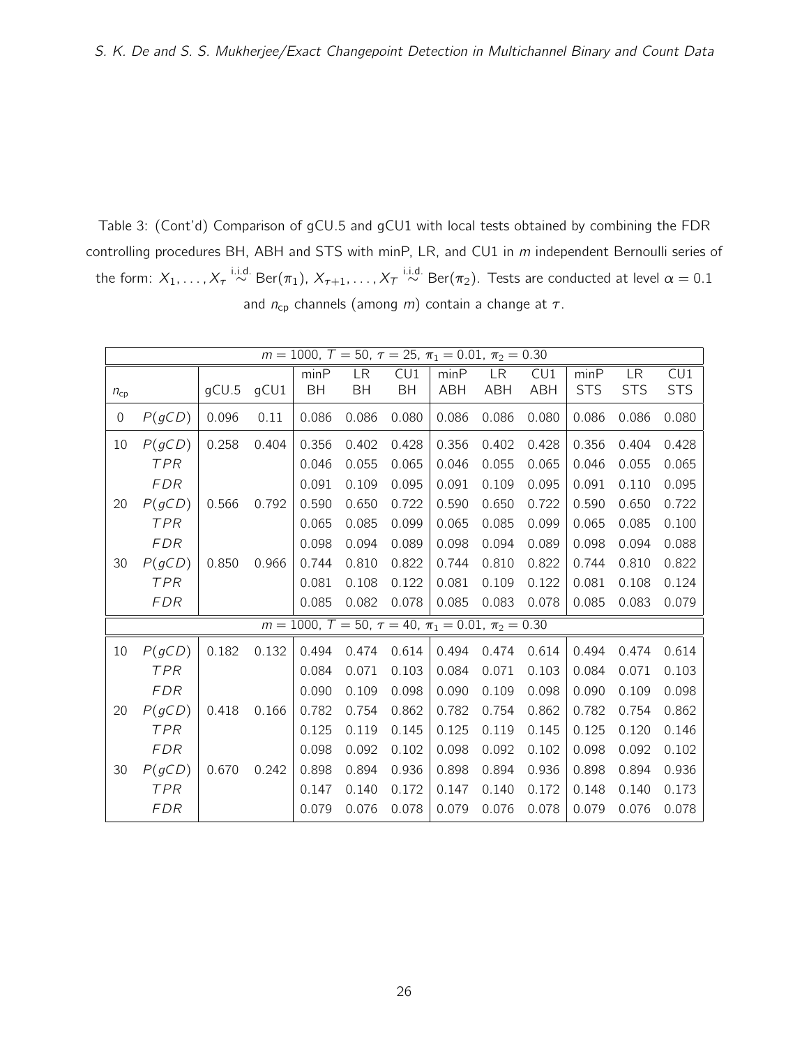Table 3: (Cont'd) Comparison of gCU.5 and gCU1 with local tests obtained by combining the FDR controlling procedures BH, ABH and STS with minP, LR, and CU1 in $m$ independent Bernoulli series of the form: $X_1, \ldots, X_\tau \overset{\text{i.i.d.}}{\sim} \text{Ber}(\pi_1)$, $X_{\tau+1}, \ldots, X_T \overset{\text{i.i.d.}}{\sim} \text{Ber}(\pi_2)$. Tests are conducted at level $\alpha = 0.1$ and $n_{\text{cp}}$ channels (among $m$) contain a change at $\tau$.

| $m = 1000$, $T = 50$, $\tau = 25$, $\pi_1 = 0.01$, $\pi_2 = 0.30$ | | | | | | | | | | | | | |
|---|---|---|---|---|---|---|---|---|---|---|---|---|---|
| $n_{\text{cp}}$ | | gCU.5 | gCU1 | minP BH | LR BH | CU1 BH | minP ABH | LR ABH | CU1 ABH | minP STS | LR STS | CU1 STS |
| 0 | $P(gCD)$ | 0.096 | 0.11 | 0.086 | 0.086 | 0.080 | 0.086 | 0.086 | 0.080 | 0.086 | 0.086 | 0.080 |
| 10 | $P(gCD)$ | 0.258 | 0.404 | 0.356 | 0.402 | 0.428 | 0.356 | 0.402 | 0.428 | 0.356 | 0.404 | 0.428 |
| | $TPR$ | | | 0.046 | 0.055 | 0.065 | 0.046 | 0.055 | 0.065 | 0.046 | 0.055 | 0.065 |
| | $FDR$ | | | 0.091 | 0.109 | 0.095 | 0.091 | 0.109 | 0.095 | 0.091 | 0.110 | 0.095 |
| 20 | $P(gCD)$ | 0.566 | 0.792 | 0.590 | 0.650 | 0.722 | 0.590 | 0.650 | 0.722 | 0.590 | 0.650 | 0.722 |
| | $TPR$ | | | 0.065 | 0.085 | 0.099 | 0.065 | 0.085 | 0.099 | 0.065 | 0.085 | 0.100 |
| | $FDR$ | | | 0.098 | 0.094 | 0.089 | 0.098 | 0.094 | 0.089 | 0.098 | 0.094 | 0.088 |
| 30 | $P(gCD)$ | 0.850 | 0.966 | 0.744 | 0.810 | 0.822 | 0.744 | 0.810 | 0.822 | 0.744 | 0.810 | 0.822 |
| | $TPR$ | | | 0.081 | 0.108 | 0.122 | 0.081 | 0.109 | 0.122 | 0.081 | 0.108 | 0.124 |
| | $FDR$ | | | 0.085 | 0.082 | 0.078 | 0.085 | 0.083 | 0.078 | 0.085 | 0.083 | 0.079 |
| $m = 1000$, $T = 50$, $\tau = 40$, $\pi_1 = 0.01$, $\pi_2 = 0.30$ | | | | | | | | | | | | |
| 10 | $P(gCD)$ | 0.182 | 0.132 | 0.494 | 0.474 | 0.614 | 0.494 | 0.474 | 0.614 | 0.494 | 0.474 | 0.614 |
| | $TPR$ | | | 0.084 | 0.071 | 0.103 | 0.084 | 0.071 | 0.103 | 0.084 | 0.071 | 0.103 |
| | $FDR$ | | | 0.090 | 0.109 | 0.098 | 0.090 | 0.109 | 0.098 | 0.090 | 0.109 | 0.098 |
| 20 | $P(gCD)$ | 0.418 | 0.166 | 0.782 | 0.754 | 0.862 | 0.782 | 0.754 | 0.862 | 0.782 | 0.754 | 0.862 |
| | $TPR$ | | | 0.125 | 0.119 | 0.145 | 0.125 | 0.119 | 0.145 | 0.125 | 0.120 | 0.146 |
| | $FDR$ | | | 0.098 | 0.092 | 0.102 | 0.098 | 0.092 | 0.102 | 0.098 | 0.092 | 0.102 |
| 30 | $P(gCD)$ | 0.670 | 0.242 | 0.898 | 0.894 | 0.936 | 0.898 | 0.894 | 0.936 | 0.898 | 0.894 | 0.936 |
| | $TPR$ | | | 0.147 | 0.140 | 0.172 | 0.147 | 0.140 | 0.172 | 0.148 | 0.140 | 0.173 |
| | $FDR$ | | | 0.079 | 0.076 | 0.078 | 0.079 | 0.076 | 0.078 | 0.079 | 0.076 | 0.078 |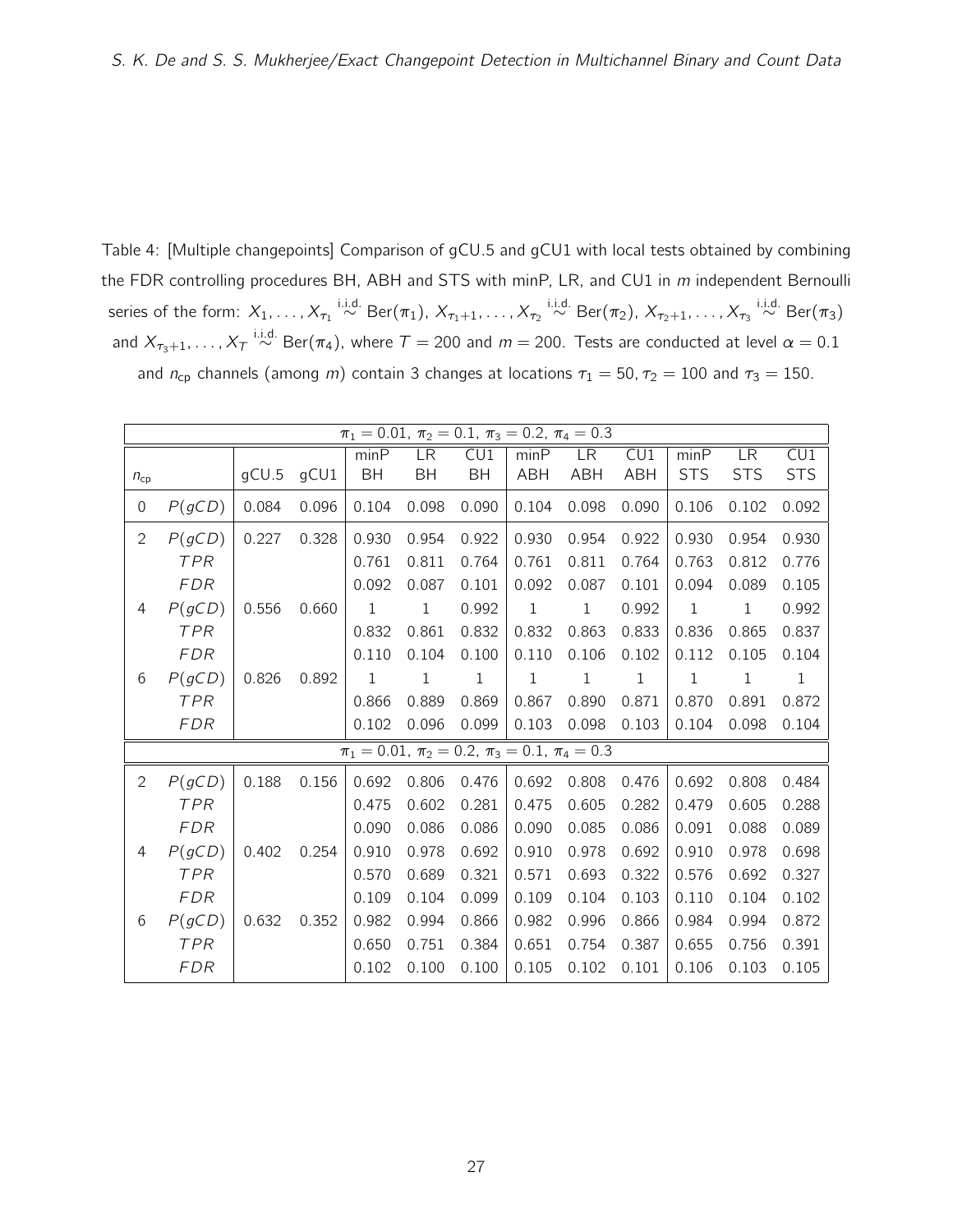Table 4: [Multiple changepoints] Comparison of gCU.5 and gCU1 with local tests obtained by combining the FDR controlling procedures BH, ABH and STS with minP, LR, and CU1 in $m$ independent Bernoulli series of the form: $X_1, \ldots, X_{\tau_1} \overset{\text{i.i.d.}}{\sim} \text{Ber}(\pi_1)$, $X_{\tau_1+1}, \ldots, X_{\tau_2} \overset{\text{i.i.d.}}{\sim} \text{Ber}(\pi_2)$, $X_{\tau_2+1}, \ldots, X_{\tau_3} \overset{\text{i.i.d.}}{\sim} \text{Ber}(\pi_3)$ and $X_{\tau_3+1}, \ldots, X_T \overset{\text{i.i.d.}}{\sim} \text{Ber}(\pi_4)$, where $T = 200$ and $m = 200$. Tests are conducted at level $\alpha = 0.1$ and $n_{\text{cp}}$ channels (among $m$) contain 3 changes at locations $\tau_1 = 50, \tau_2 = 100$ and $\tau_3 = 150$.

| $n_{\text{cp}}$ | | gCU.5 | gCU1 | minP BH | LR BH | CU1 BH | minP ABH | LR ABH | CU1 ABH | minP STS | LR STS | CU1 STS |
|---|---|---|---|---|---|---|---|---|---|---|---|---|
| | | | | $\pi_1 = 0.01,\ \pi_2 = 0.1,\ \pi_3 = 0.2,\ \pi_4 = 0.3$ | | | | | | | | |
| 0 | $P(gCD)$ | 0.084 | 0.096 | 0.104 | 0.098 | 0.090 | 0.104 | 0.098 | 0.090 | 0.106 | 0.102 | 0.092 |
| 2 | $P(gCD)$ | 0.227 | 0.328 | 0.930 | 0.954 | 0.922 | 0.930 | 0.954 | 0.922 | 0.930 | 0.954 | 0.930 |
| | $TPR$ | | | 0.761 | 0.811 | 0.764 | 0.761 | 0.811 | 0.764 | 0.763 | 0.812 | 0.776 |
| | $FDR$ | | | 0.092 | 0.087 | 0.101 | 0.092 | 0.087 | 0.101 | 0.094 | 0.089 | 0.105 |
| 4 | $P(gCD)$ | 0.556 | 0.660 | 1 | 1 | 0.992 | 1 | 1 | 0.992 | 1 | 1 | 0.992 |
| | $TPR$ | | | 0.832 | 0.861 | 0.832 | 0.832 | 0.863 | 0.833 | 0.836 | 0.865 | 0.837 |
| | $FDR$ | | | 0.110 | 0.104 | 0.100 | 0.110 | 0.106 | 0.102 | 0.112 | 0.105 | 0.104 |
| 6 | $P(gCD)$ | 0.826 | 0.892 | 1 | 1 | 1 | 1 | 1 | 1 | 1 | 1 | 1 |
| | $TPR$ | | | 0.866 | 0.889 | 0.869 | 0.867 | 0.890 | 0.871 | 0.870 | 0.891 | 0.872 |
| | $FDR$ | | | 0.102 | 0.096 | 0.099 | 0.103 | 0.098 | 0.103 | 0.104 | 0.098 | 0.104 |
| | | | | $\pi_1 = 0.01,\ \pi_2 = 0.2,\ \pi_3 = 0.1,\ \pi_4 = 0.3$ | | | | | | | | |
| 2 | $P(gCD)$ | 0.188 | 0.156 | 0.692 | 0.806 | 0.476 | 0.692 | 0.808 | 0.476 | 0.692 | 0.808 | 0.484 |
| | $TPR$ | | | 0.475 | 0.602 | 0.281 | 0.475 | 0.605 | 0.282 | 0.479 | 0.605 | 0.288 |
| | $FDR$ | | | 0.090 | 0.086 | 0.086 | 0.090 | 0.085 | 0.086 | 0.091 | 0.088 | 0.089 |
| 4 | $P(gCD)$ | 0.402 | 0.254 | 0.910 | 0.978 | 0.692 | 0.910 | 0.978 | 0.692 | 0.910 | 0.978 | 0.698 |
| | $TPR$ | | | 0.570 | 0.689 | 0.321 | 0.571 | 0.693 | 0.322 | 0.576 | 0.692 | 0.327 |
| | $FDR$ | | | 0.109 | 0.104 | 0.099 | 0.109 | 0.104 | 0.103 | 0.110 | 0.104 | 0.102 |
| 6 | $P(gCD)$ | 0.632 | 0.352 | 0.982 | 0.994 | 0.866 | 0.982 | 0.996 | 0.866 | 0.984 | 0.994 | 0.872 |
| | $TPR$ | | | 0.650 | 0.751 | 0.384 | 0.651 | 0.754 | 0.387 | 0.655 | 0.756 | 0.391 |
| | $FDR$ | | | 0.102 | 0.100 | 0.100 | 0.105 | 0.102 | 0.101 | 0.106 | 0.103 | 0.105 |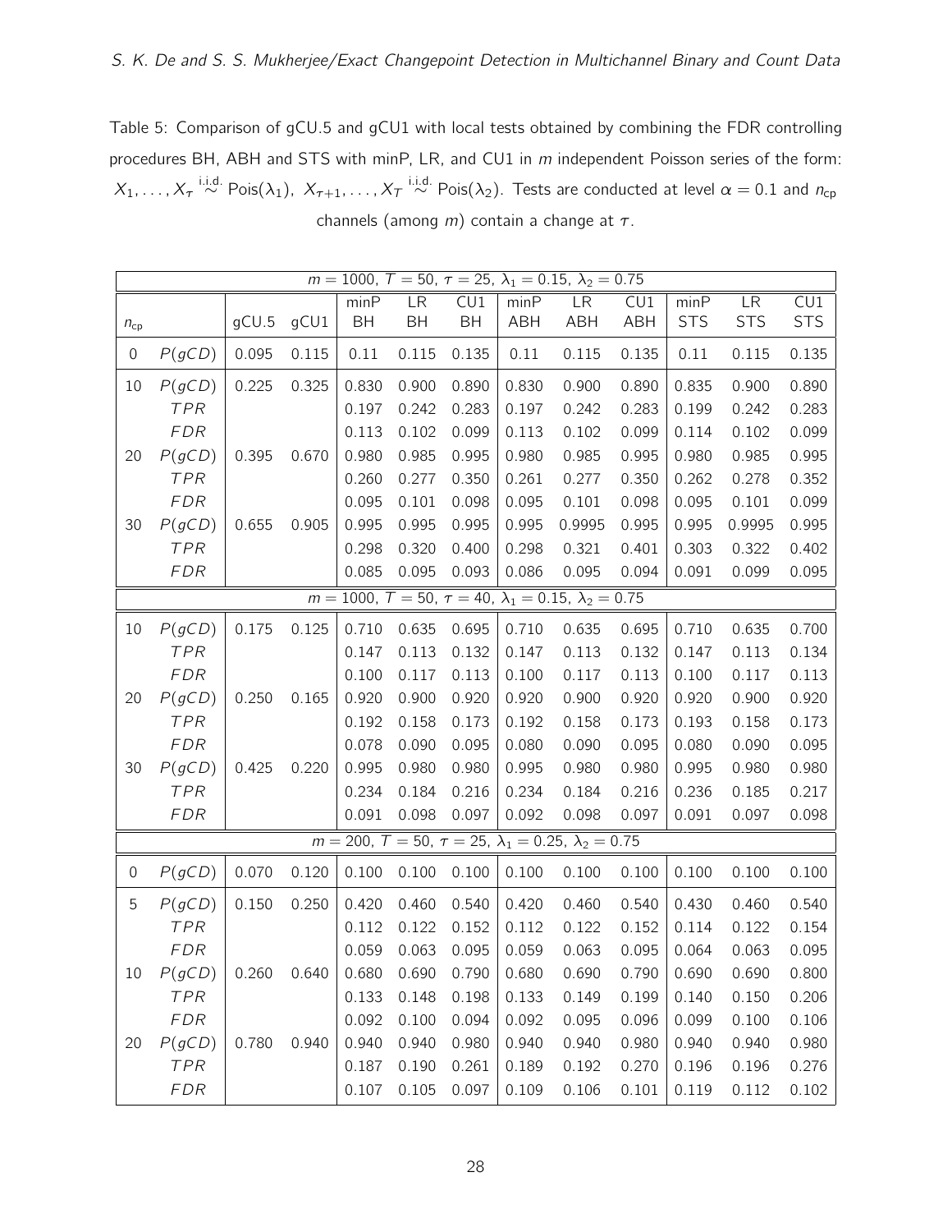Table 5: Comparison of gCU.5 and gCU1 with local tests obtained by combining the FDR controlling procedures BH, ABH and STS with minP, LR, and CU1 in $m$ independent Poisson series of the form: $X_1, \ldots, X_\tau \overset{\text{i.i.d.}}{\sim} \text{Pois}(\lambda_1)$, $X_{\tau+1}, \ldots, X_T \overset{\text{i.i.d.}}{\sim} \text{Pois}(\lambda_2)$. Tests are conducted at level $\alpha = 0.1$ and $n_{\text{cp}}$ channels (among $m$) contain a change at $\tau$.

| $n_{\text{cp}}$ | | gCU.5 | gCU1 | minP BH | LR BH | CU1 BH | minP ABH | LR ABH | CU1 ABH | minP STS | LR STS | CU1 STS |
|---|---|---|---|---|---|---|---|---|---|---|---|---|
| $m = 1000$, $T = 50$, $\tau = 25$, $\lambda_1 = 0.15$, $\lambda_2 = 0.75$ | | | | | | | | | | | | |
| 0 | $P(gCD)$ | 0.095 | 0.115 | 0.11 | 0.115 | 0.135 | 0.11 | 0.115 | 0.135 | 0.11 | 0.115 | 0.135 |
| 10 | $P(gCD)$ | 0.225 | 0.325 | 0.830 | 0.900 | 0.890 | 0.830 | 0.900 | 0.890 | 0.835 | 0.900 | 0.890 |
| | $TPR$ | | | 0.197 | 0.242 | 0.283 | 0.197 | 0.242 | 0.283 | 0.199 | 0.242 | 0.283 |
| | $FDR$ | | | 0.113 | 0.102 | 0.099 | 0.113 | 0.102 | 0.099 | 0.114 | 0.102 | 0.099 |
| 20 | $P(gCD)$ | 0.395 | 0.670 | 0.980 | 0.985 | 0.995 | 0.980 | 0.985 | 0.995 | 0.980 | 0.985 | 0.995 |
| | $TPR$ | | | 0.260 | 0.277 | 0.350 | 0.261 | 0.277 | 0.350 | 0.262 | 0.278 | 0.352 |
| | $FDR$ | | | 0.095 | 0.101 | 0.098 | 0.095 | 0.101 | 0.098 | 0.095 | 0.101 | 0.099 |
| 30 | $P(gCD)$ | 0.655 | 0.905 | 0.995 | 0.995 | 0.995 | 0.995 | 0.9995 | 0.995 | 0.995 | 0.9995 | 0.995 |
| | $TPR$ | | | 0.298 | 0.320 | 0.400 | 0.298 | 0.321 | 0.401 | 0.303 | 0.322 | 0.402 |
| | $FDR$ | | | 0.085 | 0.095 | 0.093 | 0.086 | 0.095 | 0.094 | 0.091 | 0.099 | 0.095 |
| $m = 1000$, $T = 50$, $\tau = 40$, $\lambda_1 = 0.15$, $\lambda_2 = 0.75$ | | | | | | | | | | | | |
| 10 | $P(gCD)$ | 0.175 | 0.125 | 0.710 | 0.635 | 0.695 | 0.710 | 0.635 | 0.695 | 0.710 | 0.635 | 0.700 |
| | $TPR$ | | | 0.147 | 0.113 | 0.132 | 0.147 | 0.113 | 0.132 | 0.147 | 0.113 | 0.134 |
| | $FDR$ | | | 0.100 | 0.117 | 0.113 | 0.100 | 0.117 | 0.113 | 0.100 | 0.117 | 0.113 |
| 20 | $P(gCD)$ | 0.250 | 0.165 | 0.920 | 0.900 | 0.920 | 0.920 | 0.900 | 0.920 | 0.920 | 0.900 | 0.920 |
| | $TPR$ | | | 0.192 | 0.158 | 0.173 | 0.192 | 0.158 | 0.173 | 0.193 | 0.158 | 0.173 |
| | $FDR$ | | | 0.078 | 0.090 | 0.095 | 0.080 | 0.090 | 0.095 | 0.080 | 0.090 | 0.095 |
| 30 | $P(gCD)$ | 0.425 | 0.220 | 0.995 | 0.980 | 0.980 | 0.995 | 0.980 | 0.980 | 0.995 | 0.980 | 0.980 |
| | $TPR$ | | | 0.234 | 0.184 | 0.216 | 0.234 | 0.184 | 0.216 | 0.236 | 0.185 | 0.217 |
| | $FDR$ | | | 0.091 | 0.098 | 0.097 | 0.092 | 0.098 | 0.097 | 0.091 | 0.097 | 0.098 |
| $m = 200$, $T = 50$, $\tau = 25$, $\lambda_1 = 0.25$, $\lambda_2 = 0.75$ | | | | | | | | | | | | |
| 0 | $P(gCD)$ | 0.070 | 0.120 | 0.100 | 0.100 | 0.100 | 0.100 | 0.100 | 0.100 | 0.100 | 0.100 | 0.100 |
| 5 | $P(gCD)$ | 0.150 | 0.250 | 0.420 | 0.460 | 0.540 | 0.420 | 0.460 | 0.540 | 0.430 | 0.460 | 0.540 |
| | $TPR$ | | | 0.112 | 0.122 | 0.152 | 0.112 | 0.122 | 0.152 | 0.114 | 0.122 | 0.154 |
| | $FDR$ | | | 0.059 | 0.063 | 0.095 | 0.059 | 0.063 | 0.095 | 0.064 | 0.063 | 0.095 |
| 10 | $P(gCD)$ | 0.260 | 0.640 | 0.680 | 0.690 | 0.790 | 0.680 | 0.690 | 0.790 | 0.690 | 0.690 | 0.800 |
| | $TPR$ | | | 0.133 | 0.148 | 0.198 | 0.133 | 0.149 | 0.199 | 0.140 | 0.150 | 0.206 |
| | $FDR$ | | | 0.092 | 0.100 | 0.094 | 0.092 | 0.095 | 0.096 | 0.099 | 0.100 | 0.106 |
| 20 | $P(gCD)$ | 0.780 | 0.940 | 0.940 | 0.940 | 0.980 | 0.940 | 0.940 | 0.980 | 0.940 | 0.940 | 0.980 |
| | $TPR$ | | | 0.187 | 0.190 | 0.261 | 0.189 | 0.192 | 0.270 | 0.196 | 0.196 | 0.276 |
| | $FDR$ | | | 0.107 | 0.105 | 0.097 | 0.109 | 0.106 | 0.101 | 0.119 | 0.112 | 0.102 |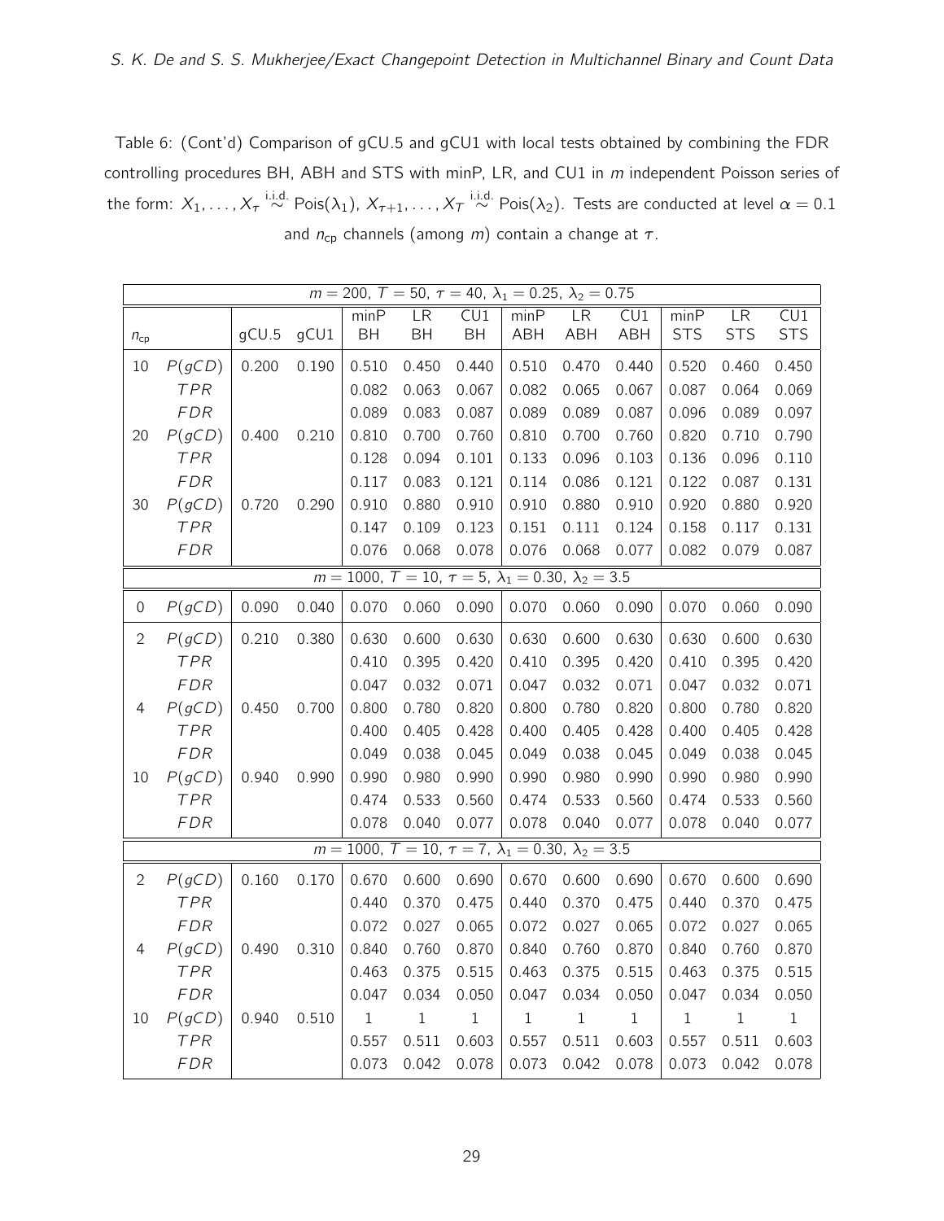Table 6: (Cont'd) Comparison of gCU.5 and gCU1 with local tests obtained by combining the FDR controlling procedures BH, ABH and STS with minP, LR, and CU1 in $m$ independent Poisson series of the form: $X_1, \ldots, X_\tau \overset{\text{i.i.d.}}{\sim} \text{Pois}(\lambda_1)$, $X_{\tau+1}, \ldots, X_T \overset{\text{i.i.d.}}{\sim} \text{Pois}(\lambda_2)$. Tests are conducted at level $\alpha = 0.1$ and $n_{\text{cp}}$ channels (among $m$) contain a change at $\tau$.

| $n_{\text{cp}}$ | | gCU.5 | gCU1 | minP BH | LR BH | CU1 BH | minP ABH | LR ABH | CU1 ABH | minP STS | LR STS | CU1 STS |
|---|---|---|---|---|---|---|---|---|---|---|---|---|
| $m = 200$, $T = 50$, $\tau = 40$, $\lambda_1 = 0.25$, $\lambda_2 = 0.75$ | | | | | | | | | | | | |
| 10 | $P(gCD)$ | 0.200 | 0.190 | 0.510 | 0.450 | 0.440 | 0.510 | 0.470 | 0.440 | 0.520 | 0.460 | 0.450 |
| | $TPR$ | | | 0.082 | 0.063 | 0.067 | 0.082 | 0.065 | 0.067 | 0.087 | 0.064 | 0.069 |
| | $FDR$ | | | 0.089 | 0.083 | 0.087 | 0.089 | 0.089 | 0.087 | 0.096 | 0.089 | 0.097 |
| 20 | $P(gCD)$ | 0.400 | 0.210 | 0.810 | 0.700 | 0.760 | 0.810 | 0.700 | 0.760 | 0.820 | 0.710 | 0.790 |
| | $TPR$ | | | 0.128 | 0.094 | 0.101 | 0.133 | 0.096 | 0.103 | 0.136 | 0.096 | 0.110 |
| | $FDR$ | | | 0.117 | 0.083 | 0.121 | 0.114 | 0.086 | 0.121 | 0.122 | 0.087 | 0.131 |
| 30 | $P(gCD)$ | 0.720 | 0.290 | 0.910 | 0.880 | 0.910 | 0.910 | 0.880 | 0.910 | 0.920 | 0.880 | 0.920 |
| | $TPR$ | | | 0.147 | 0.109 | 0.123 | 0.151 | 0.111 | 0.124 | 0.158 | 0.117 | 0.131 |
| | $FDR$ | | | 0.076 | 0.068 | 0.078 | 0.076 | 0.068 | 0.077 | 0.082 | 0.079 | 0.087 |
| $m = 1000$, $T = 10$, $\tau = 5$, $\lambda_1 = 0.30$, $\lambda_2 = 3.5$ | | | | | | | | | | | | |
| 0 | $P(gCD)$ | 0.090 | 0.040 | 0.070 | 0.060 | 0.090 | 0.070 | 0.060 | 0.090 | 0.070 | 0.060 | 0.090 |
| 2 | $P(gCD)$ | 0.210 | 0.380 | 0.630 | 0.600 | 0.630 | 0.630 | 0.600 | 0.630 | 0.630 | 0.600 | 0.630 |
| | $TPR$ | | | 0.410 | 0.395 | 0.420 | 0.410 | 0.395 | 0.420 | 0.410 | 0.395 | 0.420 |
| | $FDR$ | | | 0.047 | 0.032 | 0.071 | 0.047 | 0.032 | 0.071 | 0.047 | 0.032 | 0.071 |
| 4 | $P(gCD)$ | 0.450 | 0.700 | 0.800 | 0.780 | 0.820 | 0.800 | 0.780 | 0.820 | 0.800 | 0.780 | 0.820 |
| | $TPR$ | | | 0.400 | 0.405 | 0.428 | 0.400 | 0.405 | 0.428 | 0.400 | 0.405 | 0.428 |
| | $FDR$ | | | 0.049 | 0.038 | 0.045 | 0.049 | 0.038 | 0.045 | 0.049 | 0.038 | 0.045 |
| 10 | $P(gCD)$ | 0.940 | 0.990 | 0.990 | 0.980 | 0.990 | 0.990 | 0.980 | 0.990 | 0.990 | 0.980 | 0.990 |
| | $TPR$ | | | 0.474 | 0.533 | 0.560 | 0.474 | 0.533 | 0.560 | 0.474 | 0.533 | 0.560 |
| | $FDR$ | | | 0.078 | 0.040 | 0.077 | 0.078 | 0.040 | 0.077 | 0.078 | 0.040 | 0.077 |
| $m = 1000$, $T = 10$, $\tau = 7$, $\lambda_1 = 0.30$, $\lambda_2 = 3.5$ | | | | | | | | | | | | |
| 2 | $P(gCD)$ | 0.160 | 0.170 | 0.670 | 0.600 | 0.690 | 0.670 | 0.600 | 0.690 | 0.670 | 0.600 | 0.690 |
| | $TPR$ | | | 0.440 | 0.370 | 0.475 | 0.440 | 0.370 | 0.475 | 0.440 | 0.370 | 0.475 |
| | $FDR$ | | | 0.072 | 0.027 | 0.065 | 0.072 | 0.027 | 0.065 | 0.072 | 0.027 | 0.065 |
| 4 | $P(gCD)$ | 0.490 | 0.310 | 0.840 | 0.760 | 0.870 | 0.840 | 0.760 | 0.870 | 0.840 | 0.760 | 0.870 |
| | $TPR$ | | | 0.463 | 0.375 | 0.515 | 0.463 | 0.375 | 0.515 | 0.463 | 0.375 | 0.515 |
| | $FDR$ | | | 0.047 | 0.034 | 0.050 | 0.047 | 0.034 | 0.050 | 0.047 | 0.034 | 0.050 |
| 10 | $P(gCD)$ | 0.940 | 0.510 | 1 | 1 | 1 | 1 | 1 | 1 | 1 | 1 | 1 |
| | $TPR$ | | | 0.557 | 0.511 | 0.603 | 0.557 | 0.511 | 0.603 | 0.557 | 0.511 | 0.603 |
| | $FDR$ | | | 0.073 | 0.042 | 0.078 | 0.073 | 0.042 | 0.078 | 0.073 | 0.042 | 0.078 |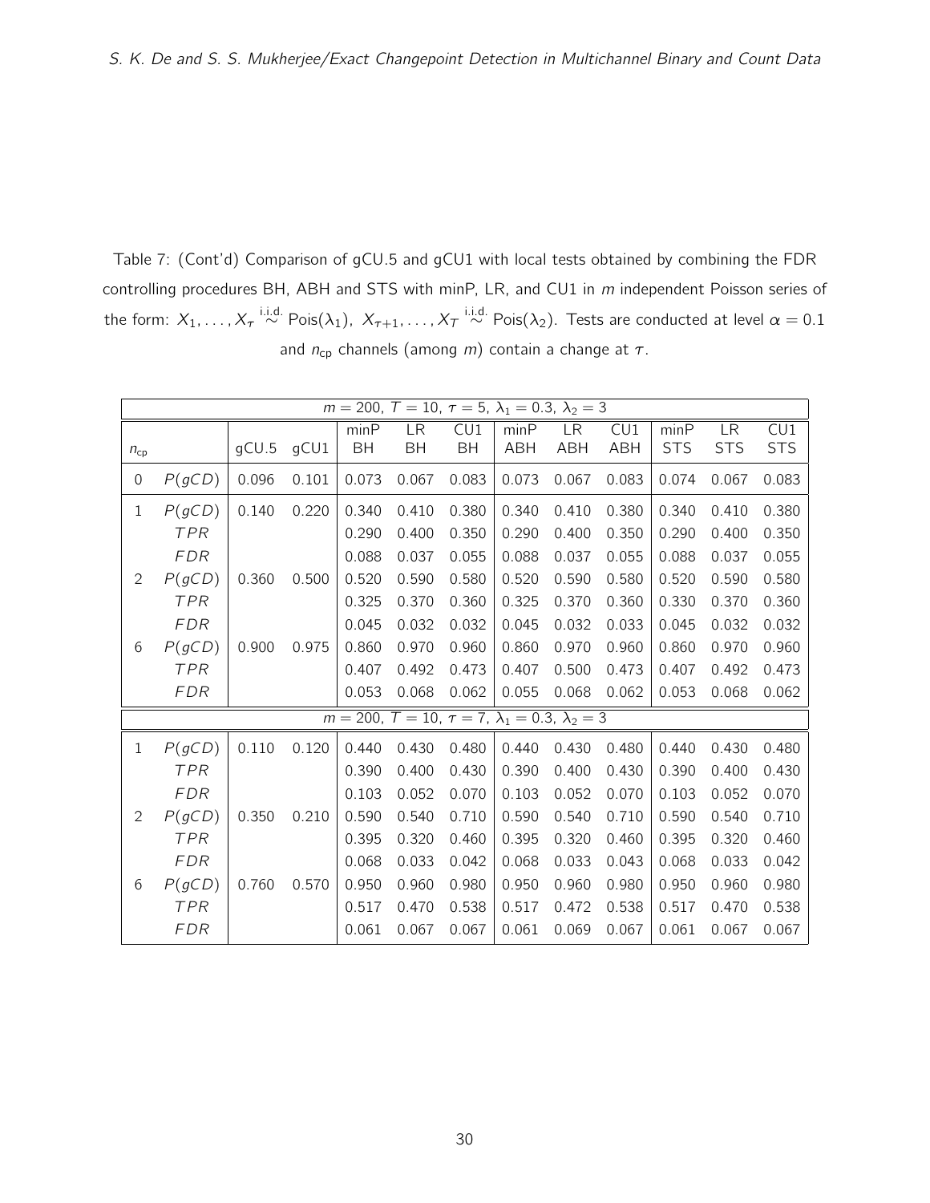Table 7: (Cont'd) Comparison of gCU.5 and gCU1 with local tests obtained by combining the FDR controlling procedures BH, ABH and STS with minP, LR, and CU1 in $m$ independent Poisson series of the form: $X_1, \ldots, X_\tau \overset{\text{i.i.d.}}{\sim} \text{Pois}(\lambda_1),\ X_{\tau+1}, \ldots, X_T \overset{\text{i.i.d.}}{\sim} \text{Pois}(\lambda_2)$. Tests are conducted at level $\alpha = 0.1$ and $n_{\text{cp}}$ channels (among $m$) contain a change at $\tau$.

| $m = 200,\ T = 10,\ \tau = 5,\ \lambda_1 = 0.3,\ \lambda_2 = 3$ | | | | | | | | | | | | | |
|---|---|---|---|---|---|---|---|---|---|---|---|---|---|
| $n_{\text{cp}}$ | | gCU.5 | gCU1 | minP BH | LR BH | CU1 BH | minP ABH | LR ABH | CU1 ABH | minP STS | LR STS | CU1 STS |
| 0 | $P(gCD)$ | 0.096 | 0.101 | 0.073 | 0.067 | 0.083 | 0.073 | 0.067 | 0.083 | 0.074 | 0.067 | 0.083 |
| 1 | $P(gCD)$ | 0.140 | 0.220 | 0.340 | 0.410 | 0.380 | 0.340 | 0.410 | 0.380 | 0.340 | 0.410 | 0.380 |
| | $TPR$ | | | 0.290 | 0.400 | 0.350 | 0.290 | 0.400 | 0.350 | 0.290 | 0.400 | 0.350 |
| | $FDR$ | | | 0.088 | 0.037 | 0.055 | 0.088 | 0.037 | 0.055 | 0.088 | 0.037 | 0.055 |
| 2 | $P(gCD)$ | 0.360 | 0.500 | 0.520 | 0.590 | 0.580 | 0.520 | 0.590 | 0.580 | 0.520 | 0.590 | 0.580 |
| | $TPR$ | | | 0.325 | 0.370 | 0.360 | 0.325 | 0.370 | 0.360 | 0.330 | 0.370 | 0.360 |
| | $FDR$ | | | 0.045 | 0.032 | 0.032 | 0.045 | 0.032 | 0.033 | 0.045 | 0.032 | 0.032 |
| 6 | $P(gCD)$ | 0.900 | 0.975 | 0.860 | 0.970 | 0.960 | 0.860 | 0.970 | 0.960 | 0.860 | 0.970 | 0.960 |
| | $TPR$ | | | 0.407 | 0.492 | 0.473 | 0.407 | 0.500 | 0.473 | 0.407 | 0.492 | 0.473 |
| | $FDR$ | | | 0.053 | 0.068 | 0.062 | 0.055 | 0.068 | 0.062 | 0.053 | 0.068 | 0.062 |
| $m = 200,\ T = 10,\ \tau = 7,\ \lambda_1 = 0.3,\ \lambda_2 = 3$ | | | | | | | | | | | | |
| 1 | $P(gCD)$ | 0.110 | 0.120 | 0.440 | 0.430 | 0.480 | 0.440 | 0.430 | 0.480 | 0.440 | 0.430 | 0.480 |
| | $TPR$ | | | 0.390 | 0.400 | 0.430 | 0.390 | 0.400 | 0.430 | 0.390 | 0.400 | 0.430 |
| | $FDR$ | | | 0.103 | 0.052 | 0.070 | 0.103 | 0.052 | 0.070 | 0.103 | 0.052 | 0.070 |
| 2 | $P(gCD)$ | 0.350 | 0.210 | 0.590 | 0.540 | 0.710 | 0.590 | 0.540 | 0.710 | 0.590 | 0.540 | 0.710 |
| | $TPR$ | | | 0.395 | 0.320 | 0.460 | 0.395 | 0.320 | 0.460 | 0.395 | 0.320 | 0.460 |
| | $FDR$ | | | 0.068 | 0.033 | 0.042 | 0.068 | 0.033 | 0.043 | 0.068 | 0.033 | 0.042 |
| 6 | $P(gCD)$ | 0.760 | 0.570 | 0.950 | 0.960 | 0.980 | 0.950 | 0.960 | 0.980 | 0.950 | 0.960 | 0.980 |
| | $TPR$ | | | 0.517 | 0.470 | 0.538 | 0.517 | 0.472 | 0.538 | 0.517 | 0.470 | 0.538 |
| | $FDR$ | | | 0.061 | 0.067 | 0.067 | 0.061 | 0.069 | 0.067 | 0.061 | 0.067 | 0.067 |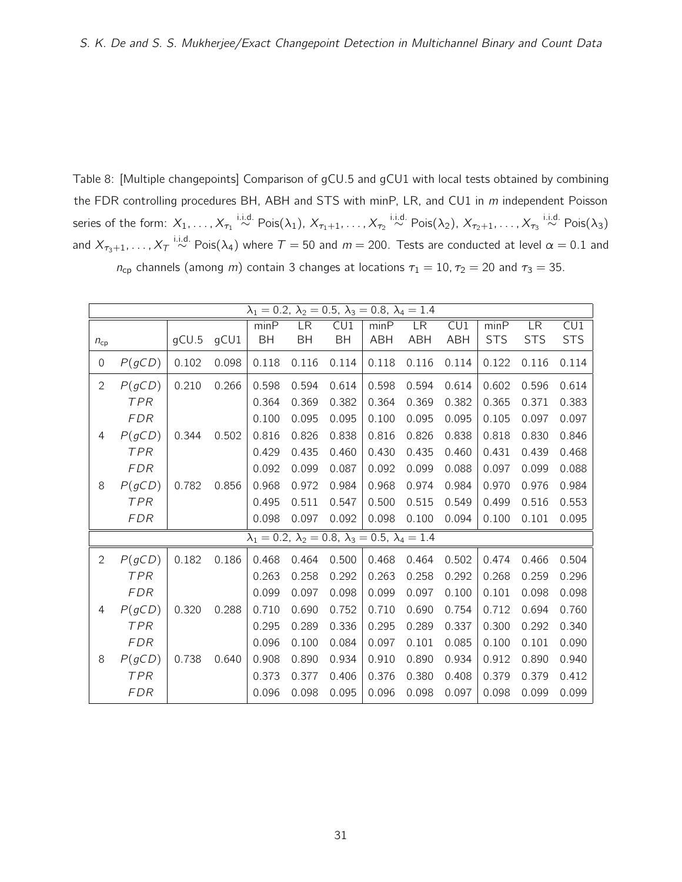Table 8: [Multiple changepoints] Comparison of gCU.5 and gCU1 with local tests obtained by combining the FDR controlling procedures BH, ABH and STS with minP, LR, and CU1 in $m$ independent Poisson series of the form: $X_1, \ldots, X_{\tau_1} \overset{\text{i.i.d.}}{\sim} \text{Pois}(\lambda_1)$, $X_{\tau_1+1}, \ldots, X_{\tau_2} \overset{\text{i.i.d.}}{\sim} \text{Pois}(\lambda_2)$, $X_{\tau_2+1}, \ldots, X_{\tau_3} \overset{\text{i.i.d.}}{\sim} \text{Pois}(\lambda_3)$ and $X_{\tau_3+1}, \ldots, X_T \overset{\text{i.i.d.}}{\sim} \text{Pois}(\lambda_4)$ where $T = 50$ and $m = 200$. Tests are conducted at level $\alpha = 0.1$ and $n_{\text{cp}}$ channels (among $m$) contain 3 changes at locations $\tau_1 = 10, \tau_2 = 20$ and $\tau_3 = 35$.

| $\lambda_1 = 0.2,\ \lambda_2 = 0.5,\ \lambda_3 = 0.8,\ \lambda_4 = 1.4$ | | | | | | | | | | | | | |
|---|---|---|---|---|---|---|---|---|---|---|---|---|---|
| $n_{\text{cp}}$ | | gCU.5 | gCU1 | minP BH | LR BH | CU1 BH | minP ABH | LR ABH | CU1 ABH | minP STS | LR STS | CU1 STS |
| 0 | $P(gCD)$ | 0.102 | 0.098 | 0.118 | 0.116 | 0.114 | 0.118 | 0.116 | 0.114 | 0.122 | 0.116 | 0.114 |
| 2 | $P(gCD)$ | 0.210 | 0.266 | 0.598 | 0.594 | 0.614 | 0.598 | 0.594 | 0.614 | 0.602 | 0.596 | 0.614 |
| | $TPR$ | | | 0.364 | 0.369 | 0.382 | 0.364 | 0.369 | 0.382 | 0.365 | 0.371 | 0.383 |
| | $FDR$ | | | 0.100 | 0.095 | 0.095 | 0.100 | 0.095 | 0.095 | 0.105 | 0.097 | 0.097 |
| 4 | $P(gCD)$ | 0.344 | 0.502 | 0.816 | 0.826 | 0.838 | 0.816 | 0.826 | 0.838 | 0.818 | 0.830 | 0.846 |
| | $TPR$ | | | 0.429 | 0.435 | 0.460 | 0.430 | 0.435 | 0.460 | 0.431 | 0.439 | 0.468 |
| | $FDR$ | | | 0.092 | 0.099 | 0.087 | 0.092 | 0.099 | 0.088 | 0.097 | 0.099 | 0.088 |
| 8 | $P(gCD)$ | 0.782 | 0.856 | 0.968 | 0.972 | 0.984 | 0.968 | 0.974 | 0.984 | 0.970 | 0.976 | 0.984 |
| | $TPR$ | | | 0.495 | 0.511 | 0.547 | 0.500 | 0.515 | 0.549 | 0.499 | 0.516 | 0.553 |
| | $FDR$ | | | 0.098 | 0.097 | 0.092 | 0.098 | 0.100 | 0.094 | 0.100 | 0.101 | 0.095 |
| $\lambda_1 = 0.2,\ \lambda_2 = 0.8,\ \lambda_3 = 0.5,\ \lambda_4 = 1.4$ | | | | | | | | | | | | |
| 2 | $P(gCD)$ | 0.182 | 0.186 | 0.468 | 0.464 | 0.500 | 0.468 | 0.464 | 0.502 | 0.474 | 0.466 | 0.504 |
| | $TPR$ | | | 0.263 | 0.258 | 0.292 | 0.263 | 0.258 | 0.292 | 0.268 | 0.259 | 0.296 |
| | $FDR$ | | | 0.099 | 0.097 | 0.098 | 0.099 | 0.097 | 0.100 | 0.101 | 0.098 | 0.098 |
| 4 | $P(gCD)$ | 0.320 | 0.288 | 0.710 | 0.690 | 0.752 | 0.710 | 0.690 | 0.754 | 0.712 | 0.694 | 0.760 |
| | $TPR$ | | | 0.295 | 0.289 | 0.336 | 0.295 | 0.289 | 0.337 | 0.300 | 0.292 | 0.340 |
| | $FDR$ | | | 0.096 | 0.100 | 0.084 | 0.097 | 0.101 | 0.085 | 0.100 | 0.101 | 0.090 |
| 8 | $P(gCD)$ | 0.738 | 0.640 | 0.908 | 0.890 | 0.934 | 0.910 | 0.890 | 0.934 | 0.912 | 0.890 | 0.940 |
| | $TPR$ | | | 0.373 | 0.377 | 0.406 | 0.376 | 0.380 | 0.408 | 0.379 | 0.379 | 0.412 |
| | $FDR$ | | | 0.096 | 0.098 | 0.095 | 0.096 | 0.098 | 0.097 | 0.098 | 0.099 | 0.099 |